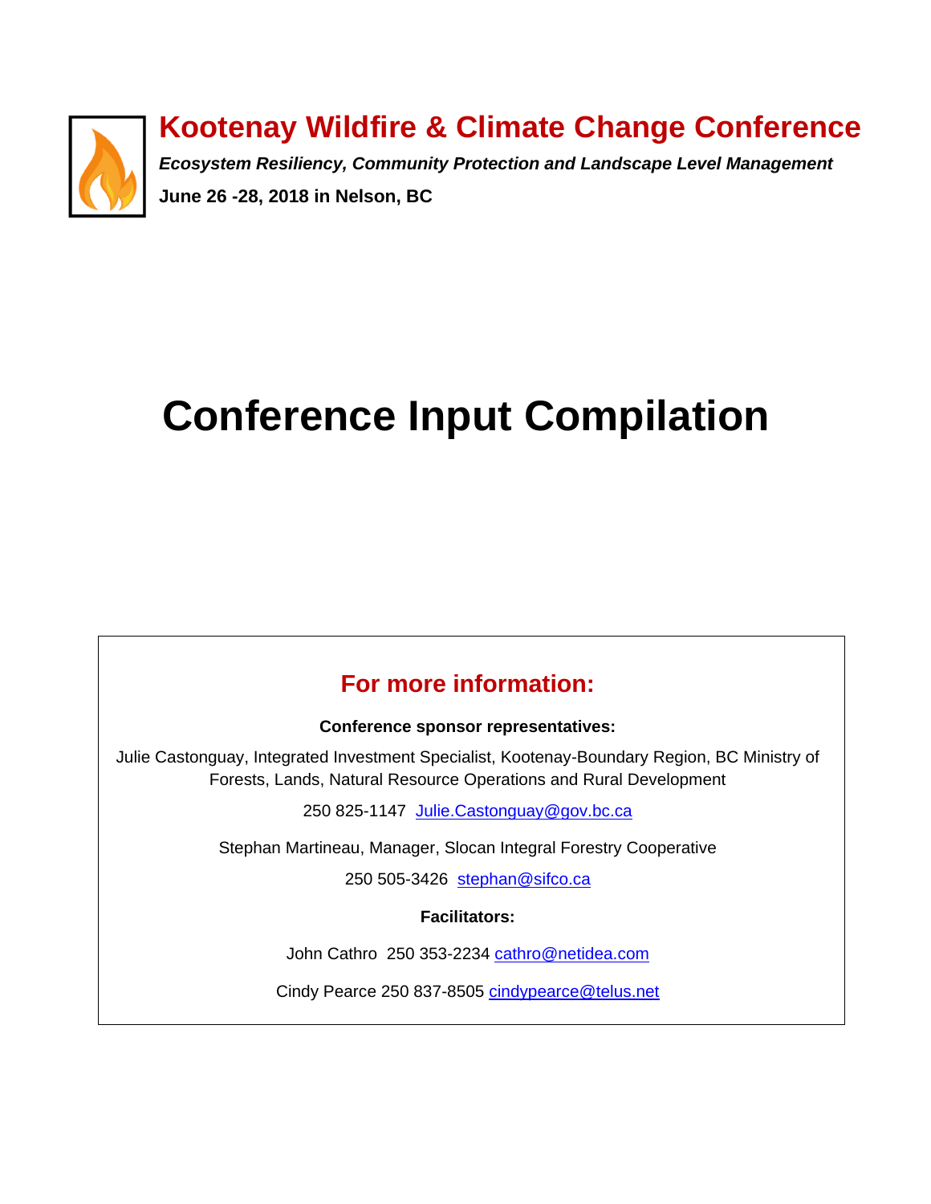# Kootenay Wildfire & Climate Change Conference

***Ecosystem Resiliency, Community Protection and Landscape Level Management***

**June 26 -28, 2018 in Nelson, BC**

# Conference Input Compilation

## For more information:

**Conference sponsor representatives:**

Julie Castonguay, Integrated Investment Specialist, Kootenay-Boundary Region, BC Ministry of Forests, Lands, Natural Resource Operations and Rural Development

250 825-1147 Julie.Castonguay@gov.bc.ca

Stephan Martineau, Manager, Slocan Integral Forestry Cooperative

250 505-3426 stephan@sifco.ca

**Facilitators:**

John Cathro 250 353-2234 cathro@netidea.com

Cindy Pearce 250 837-8505 cindypearce@telus.net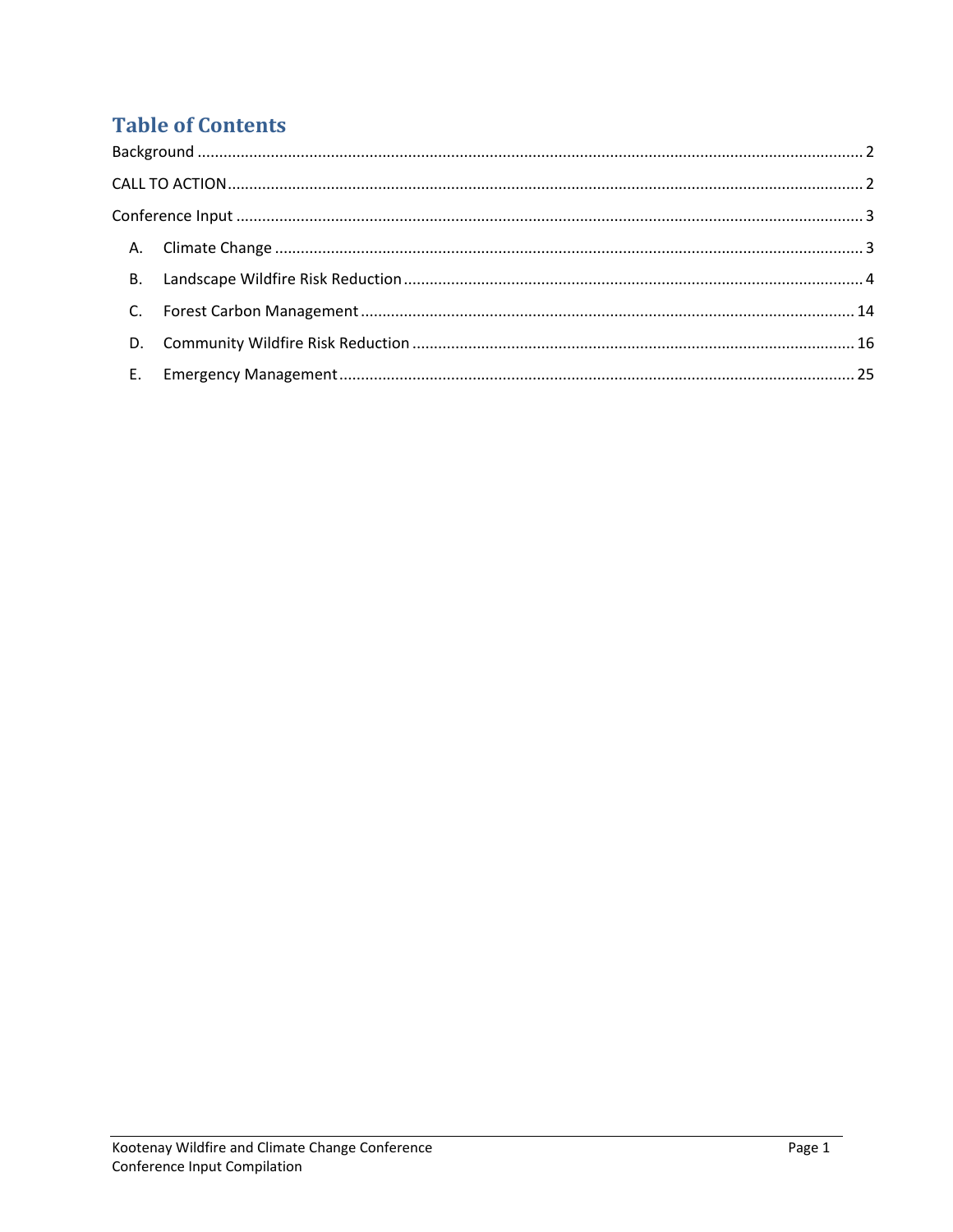# Table of Contents

Background ........................................................................................................................................... 2

CALL TO ACTION ................................................................................................................................... 2

Conference Input .................................................................................................................................. 3

A. Climate Change ............................................................................................................................ 3

B. Landscape Wildfire Risk Reduction .............................................................................................. 4

C. Forest Carbon Management ...................................................................................................... 14

D. Community Wildfire Risk Reduction .......................................................................................... 16

E. Emergency Management ............................................................................................................ 25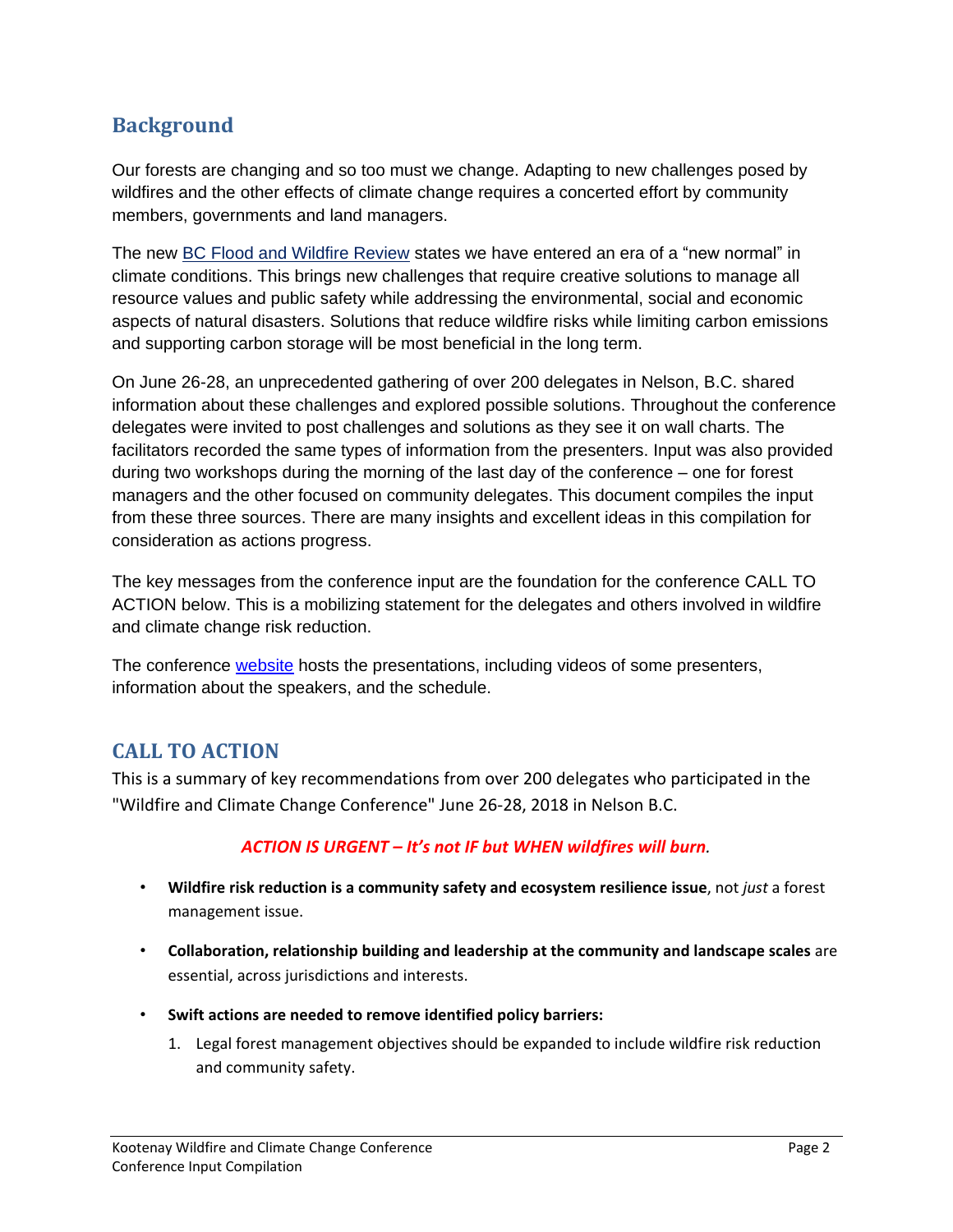## Background

Our forests are changing and so too must we change. Adapting to new challenges posed by wildfires and the other effects of climate change requires a concerted effort by community members, governments and land managers.

The new BC Flood and Wildfire Review states we have entered an era of a "new normal" in climate conditions. This brings new challenges that require creative solutions to manage all resource values and public safety while addressing the environmental, social and economic aspects of natural disasters. Solutions that reduce wildfire risks while limiting carbon emissions and supporting carbon storage will be most beneficial in the long term.

On June 26-28, an unprecedented gathering of over 200 delegates in Nelson, B.C. shared information about these challenges and explored possible solutions. Throughout the conference delegates were invited to post challenges and solutions as they see it on wall charts. The facilitators recorded the same types of information from the presenters. Input was also provided during two workshops during the morning of the last day of the conference – one for forest managers and the other focused on community delegates. This document compiles the input from these three sources. There are many insights and excellent ideas in this compilation for consideration as actions progress.

The key messages from the conference input are the foundation for the conference CALL TO ACTION below. This is a mobilizing statement for the delegates and others involved in wildfire and climate change risk reduction.

The conference website hosts the presentations, including videos of some presenters, information about the speakers, and the schedule.

## CALL TO ACTION

This is a summary of key recommendations from over 200 delegates who participated in the "Wildfire and Climate Change Conference" June 26-28, 2018 in Nelson B.C.

***ACTION IS URGENT – It's not IF but WHEN wildfires will burn.***

- **Wildfire risk reduction is a community safety and ecosystem resilience issue**, not *just* a forest management issue.
- **Collaboration, relationship building and leadership at the community and landscape scales** are essential, across jurisdictions and interests.
- **Swift actions are needed to remove identified policy barriers:**
  1. Legal forest management objectives should be expanded to include wildfire risk reduction and community safety.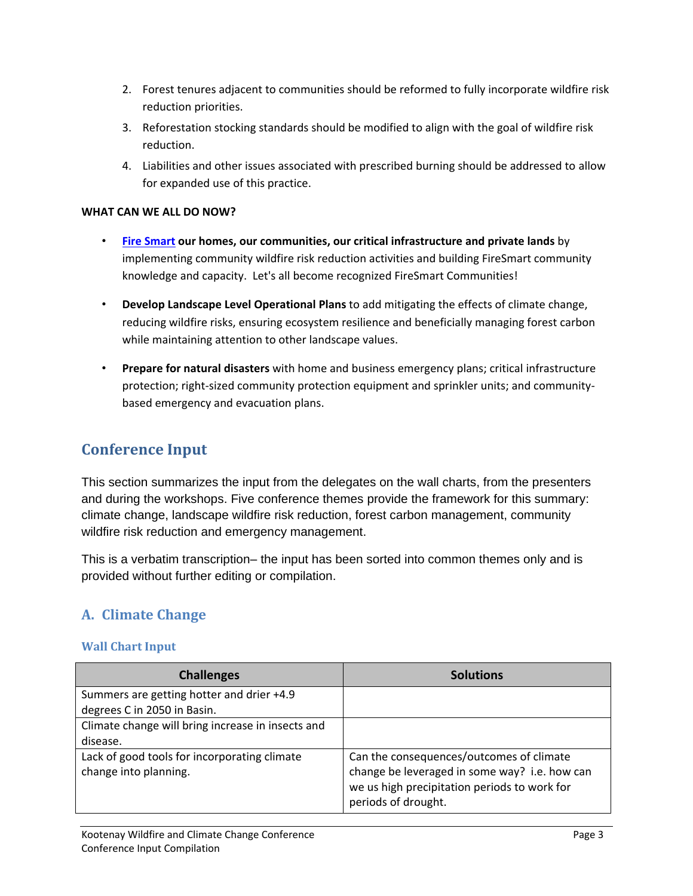2. Forest tenures adjacent to communities should be reformed to fully incorporate wildfire risk reduction priorities.
3. Reforestation stocking standards should be modified to align with the goal of wildfire risk reduction.
4. Liabilities and other issues associated with prescribed burning should be addressed to allow for expanded use of this practice.

**WHAT CAN WE ALL DO NOW?**

- **Fire Smart our homes, our communities, our critical infrastructure and private lands** by implementing community wildfire risk reduction activities and building FireSmart community knowledge and capacity. Let's all become recognized FireSmart Communities!
- **Develop Landscape Level Operational Plans** to add mitigating the effects of climate change, reducing wildfire risks, ensuring ecosystem resilience and beneficially managing forest carbon while maintaining attention to other landscape values.
- **Prepare for natural disasters** with home and business emergency plans; critical infrastructure protection; right-sized community protection equipment and sprinkler units; and community-based emergency and evacuation plans.

## Conference Input

This section summarizes the input from the delegates on the wall charts, from the presenters and during the workshops. Five conference themes provide the framework for this summary: climate change, landscape wildfire risk reduction, forest carbon management, community wildfire risk reduction and emergency management.

This is a verbatim transcription– the input has been sorted into common themes only and is provided without further editing or compilation.

### A. Climate Change

#### Wall Chart Input

| Challenges | Solutions |
| --- | --- |
| Summers are getting hotter and drier +4.9 degrees C in 2050 in Basin. | |
| Climate change will bring increase in insects and disease. | |
| Lack of good tools for incorporating climate change into planning. | Can the consequences/outcomes of climate change be leveraged in some way? i.e. how can we us high precipitation periods to work for periods of drought. |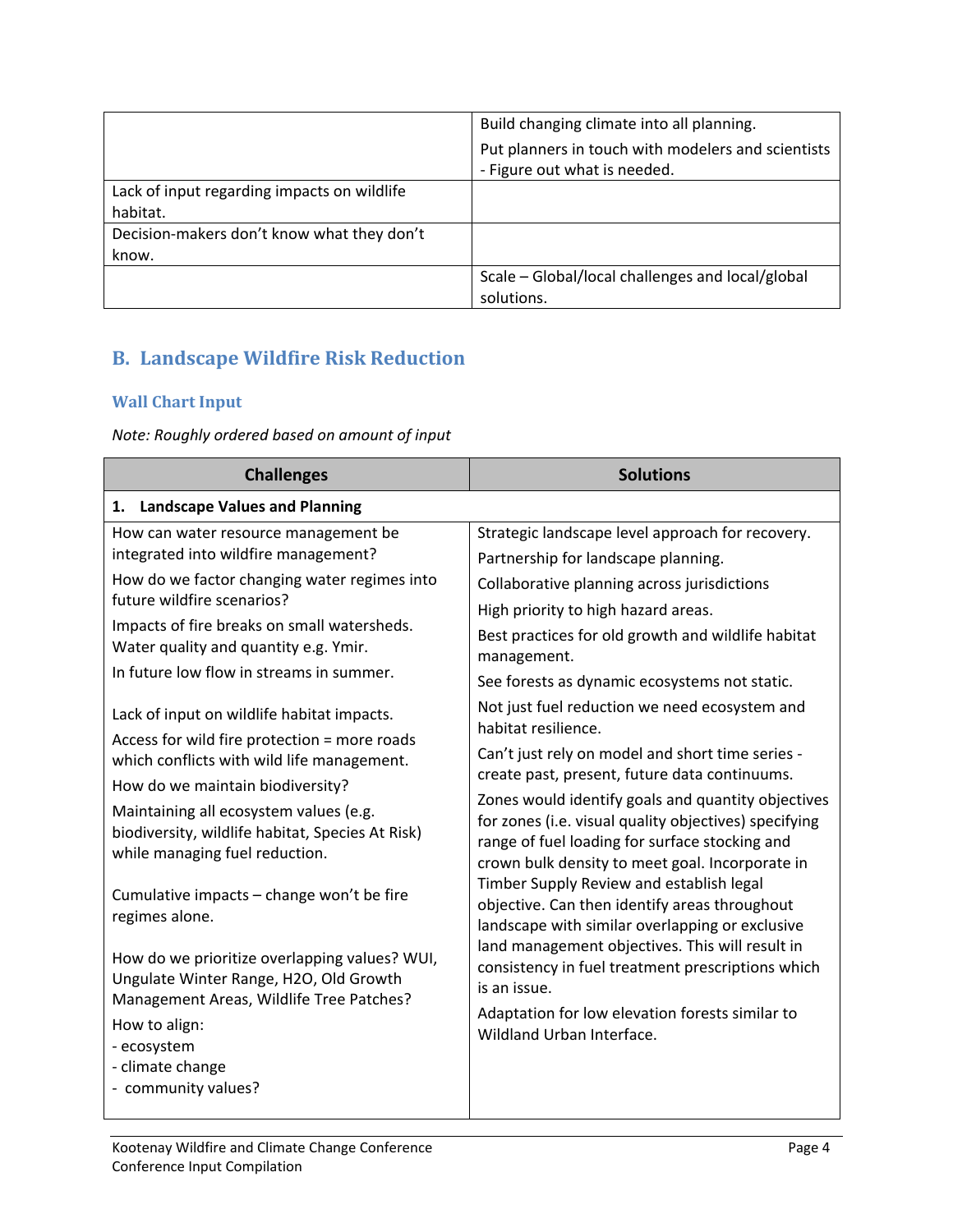| | |
|---|---|
| | Build changing climate into all planning.<br>Put planners in touch with modelers and scientists - Figure out what is needed. |
| Lack of input regarding impacts on wildlife habitat. | |
| Decision-makers don't know what they don't know. | |
| | Scale – Global/local challenges and local/global solutions. |

## B. Landscape Wildfire Risk Reduction

### Wall Chart Input

*Note: Roughly ordered based on amount of input*

| Challenges | Solutions |
|---|---|
| **1. Landscape Values and Planning** | |
| How can water resource management be integrated into wildfire management?<br>How do we factor changing water regimes into future wildfire scenarios?<br>Impacts of fire breaks on small watersheds. Water quality and quantity e.g. Ymir.<br>In future low flow in streams in summer.<br><br>Lack of input on wildlife habitat impacts.<br>Access for wild fire protection = more roads which conflicts with wild life management.<br>How do we maintain biodiversity?<br>Maintaining all ecosystem values (e.g. biodiversity, wildlife habitat, Species At Risk) while managing fuel reduction.<br><br>Cumulative impacts – change won't be fire regimes alone.<br><br>How do we prioritize overlapping values? WUI, Ungulate Winter Range, H2O, Old Growth Management Areas, Wildlife Tree Patches?<br>How to align:<br>- ecosystem<br>- climate change<br>- community values? | Strategic landscape level approach for recovery.<br>Partnership for landscape planning.<br>Collaborative planning across jurisdictions<br>High priority to high hazard areas.<br>Best practices for old growth and wildlife habitat management.<br>See forests as dynamic ecosystems not static.<br>Not just fuel reduction we need ecosystem and habitat resilience.<br>Can't just rely on model and short time series - create past, present, future data continuums.<br>Zones would identify goals and quantity objectives for zones (i.e. visual quality objectives) specifying range of fuel loading for surface stocking and crown bulk density to meet goal. Incorporate in Timber Supply Review and establish legal objective. Can then identify areas throughout landscape with similar overlapping or exclusive land management objectives. This will result in consistency in fuel treatment prescriptions which is an issue.<br>Adaptation for low elevation forests similar to Wildland Urban Interface. |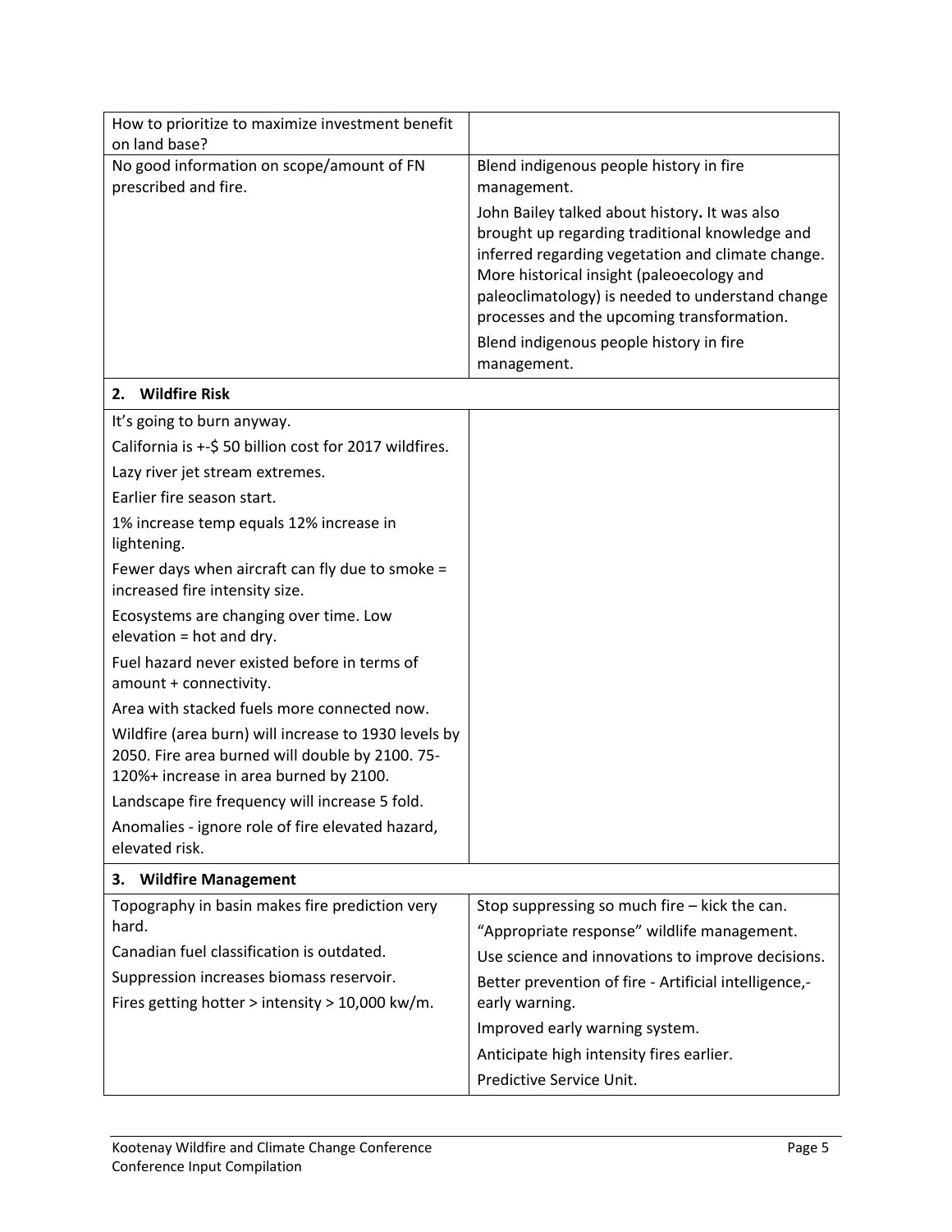| | |
|---|---|
| How to prioritize to maximize investment benefit on land base? | |
| No good information on scope/amount of FN prescribed and fire. | Blend indigenous people history in fire management.<br><br>John Bailey talked about history**.** It was also brought up regarding traditional knowledge and inferred regarding vegetation and climate change. More historical insight (paleoecology and paleoclimatology) is needed to understand change processes and the upcoming transformation.<br><br>Blend indigenous people history in fire management. |
| **2. Wildfire Risk** | |
| It's going to burn anyway.<br><br>California is +-$ 50 billion cost for 2017 wildfires.<br><br>Lazy river jet stream extremes.<br><br>Earlier fire season start.<br><br>1% increase temp equals 12% increase in lightening.<br><br>Fewer days when aircraft can fly due to smoke = increased fire intensity size.<br><br>Ecosystems are changing over time. Low elevation = hot and dry.<br><br>Fuel hazard never existed before in terms of amount + connectivity.<br><br>Area with stacked fuels more connected now.<br><br>Wildfire (area burn) will increase to 1930 levels by 2050. Fire area burned will double by 2100. 75-120%+ increase in area burned by 2100.<br><br>Landscape fire frequency will increase 5 fold.<br><br>Anomalies - ignore role of fire elevated hazard, elevated risk. | |
| **3. Wildfire Management** | |
| Topography in basin makes fire prediction very hard.<br><br>Canadian fuel classification is outdated.<br><br>Suppression increases biomass reservoir.<br><br>Fires getting hotter > intensity > 10,000 kw/m. | Stop suppressing so much fire – kick the can.<br><br>"Appropriate response" wildlife management.<br><br>Use science and innovations to improve decisions.<br><br>Better prevention of fire - Artificial intelligence,- early warning.<br><br>Improved early warning system.<br><br>Anticipate high intensity fires earlier.<br><br>Predictive Service Unit. |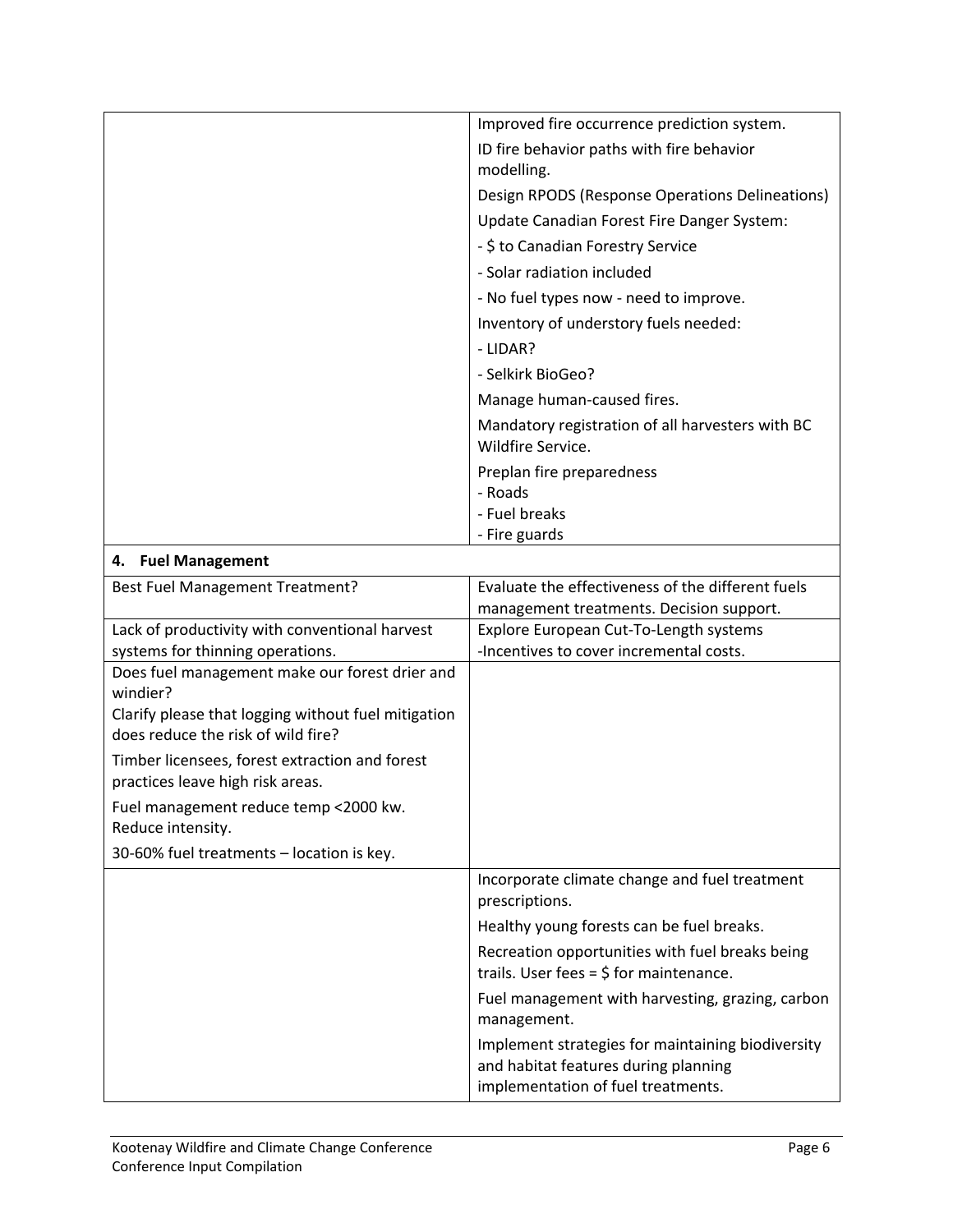| | |
|---|---|
| | Improved fire occurrence prediction system.<br>ID fire behavior paths with fire behavior modelling.<br>Design RPODS (Response Operations Delineations)<br>Update Canadian Forest Fire Danger System:<br>- $ to Canadian Forestry Service<br>- Solar radiation included<br>- No fuel types now - need to improve.<br>Inventory of understory fuels needed:<br>- LIDAR?<br>- Selkirk BioGeo?<br>Manage human-caused fires.<br>Mandatory registration of all harvesters with BC Wildfire Service.<br>Preplan fire preparedness<br>- Roads<br>- Fuel breaks<br>- Fire guards |
| **4. Fuel Management** | |
| Best Fuel Management Treatment? | Evaluate the effectiveness of the different fuels management treatments. Decision support. |
| Lack of productivity with conventional harvest systems for thinning operations. | Explore European Cut-To-Length systems<br>-Incentives to cover incremental costs. |
| Does fuel management make our forest drier and windier?<br>Clarify please that logging without fuel mitigation does reduce the risk of wild fire?<br>Timber licensees, forest extraction and forest practices leave high risk areas.<br>Fuel management reduce temp <2000 kw. Reduce intensity.<br>30-60% fuel treatments – location is key. | |
| | Incorporate climate change and fuel treatment prescriptions.<br>Healthy young forests can be fuel breaks.<br>Recreation opportunities with fuel breaks being trails. User fees = $ for maintenance.<br>Fuel management with harvesting, grazing, carbon management.<br>Implement strategies for maintaining biodiversity and habitat features during planning implementation of fuel treatments. |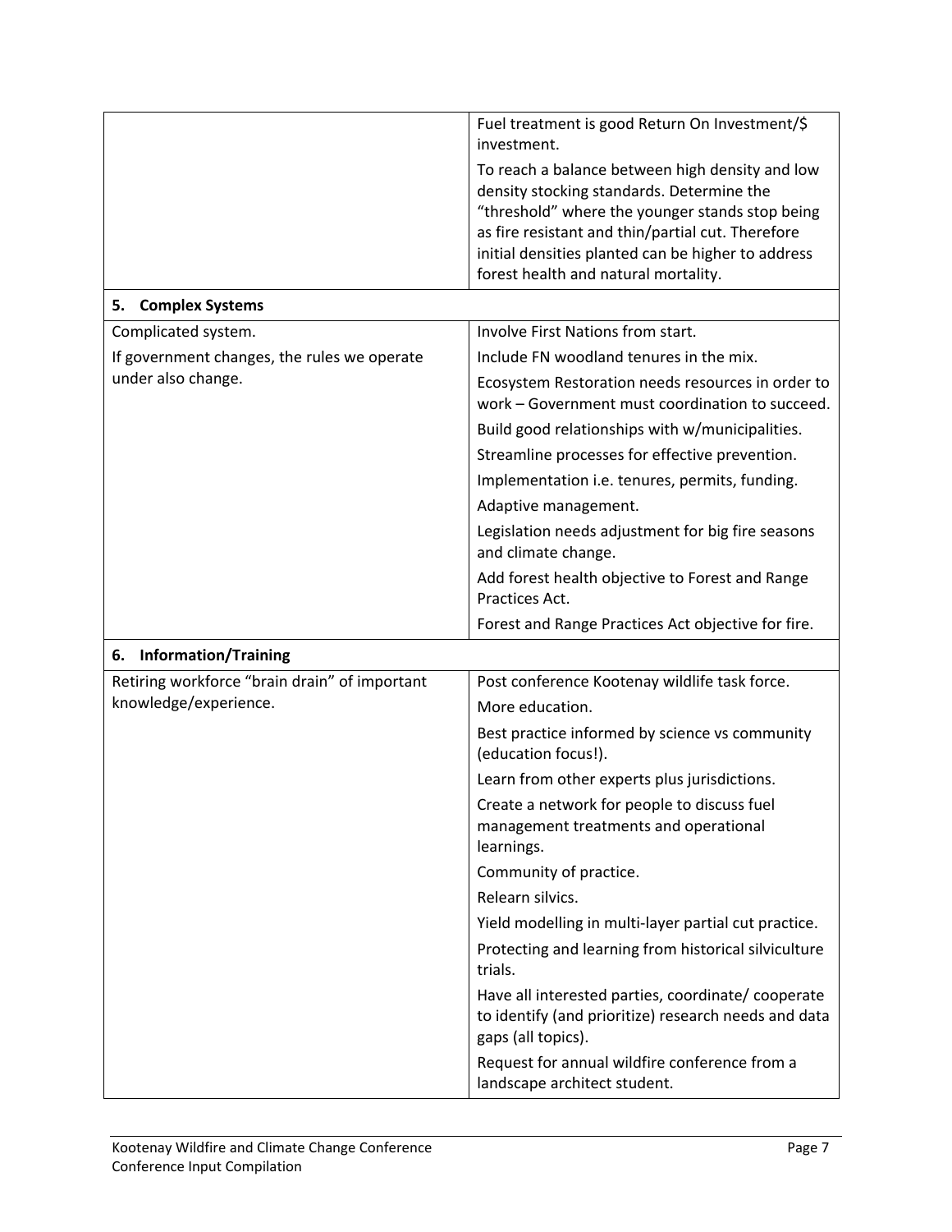| | |
|---|---|
| | Fuel treatment is good Return On Investment/$ investment.<br>To reach a balance between high density and low density stocking standards. Determine the "threshold" where the younger stands stop being as fire resistant and thin/partial cut. Therefore initial densities planted can be higher to address forest health and natural mortality. |
| **5. Complex Systems** | |
| Complicated system.<br>If government changes, the rules we operate under also change. | Involve First Nations from start.<br>Include FN woodland tenures in the mix.<br>Ecosystem Restoration needs resources in order to work – Government must coordination to succeed.<br>Build good relationships with w/municipalities.<br>Streamline processes for effective prevention.<br>Implementation i.e. tenures, permits, funding.<br>Adaptive management.<br>Legislation needs adjustment for big fire seasons and climate change.<br>Add forest health objective to Forest and Range Practices Act.<br>Forest and Range Practices Act objective for fire. |
| **6. Information/Training** | |
| Retiring workforce "brain drain" of important knowledge/experience. | Post conference Kootenay wildlife task force.<br>More education.<br>Best practice informed by science vs community (education focus!).<br>Learn from other experts plus jurisdictions.<br>Create a network for people to discuss fuel management treatments and operational learnings.<br>Community of practice.<br>Relearn silvics.<br>Yield modelling in multi-layer partial cut practice.<br>Protecting and learning from historical silviculture trials.<br>Have all interested parties, coordinate/ cooperate to identify (and prioritize) research needs and data gaps (all topics).<br>Request for annual wildfire conference from a landscape architect student. |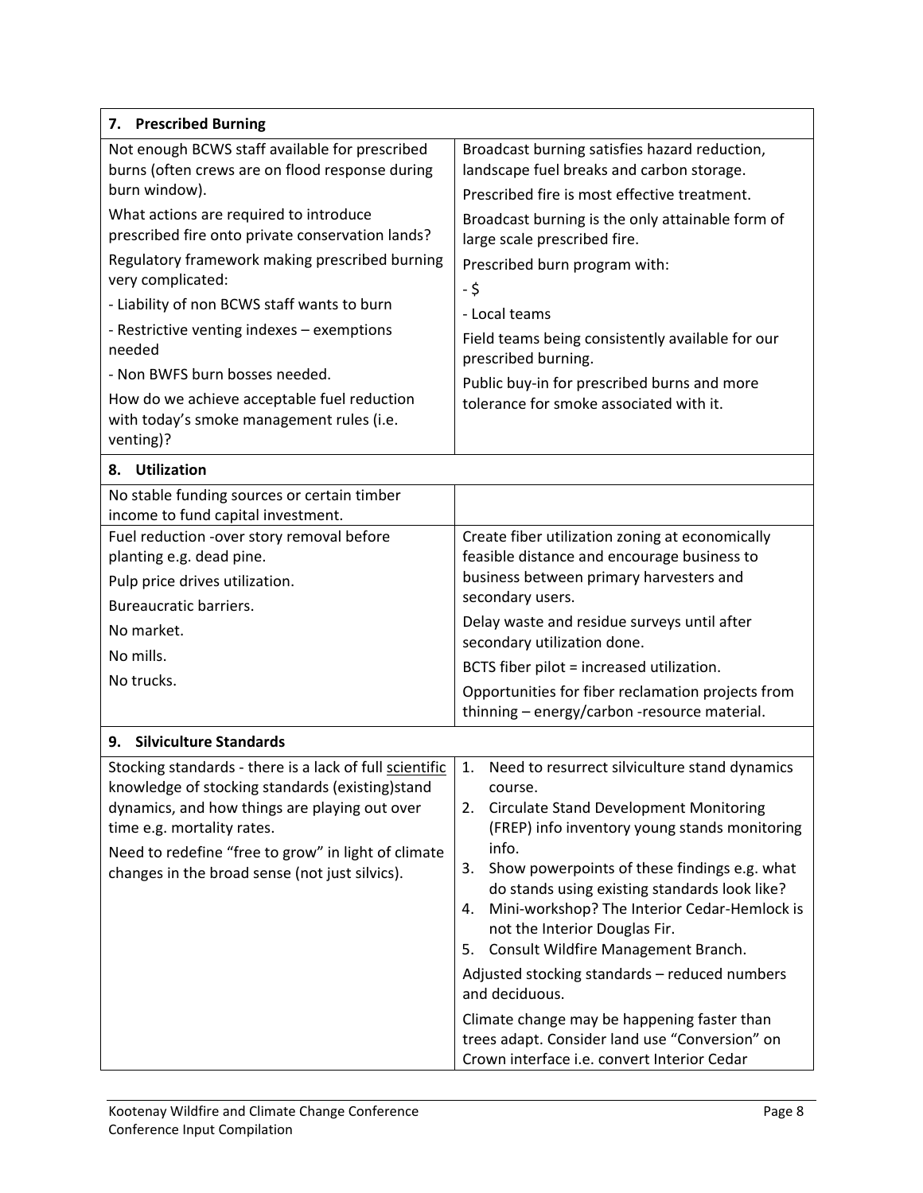| 7. Prescribed Burning | |
|---|---|
| Not enough BCWS staff available for prescribed burns (often crews are on flood response during burn window).<br><br>What actions are required to introduce prescribed fire onto private conservation lands?<br><br>Regulatory framework making prescribed burning very complicated:<br><br>- Liability of non BCWS staff wants to burn<br><br>- Restrictive venting indexes – exemptions needed<br><br>- Non BWFS burn bosses needed.<br><br>How do we achieve acceptable fuel reduction with today's smoke management rules (i.e. venting)? | Broadcast burning satisfies hazard reduction, landscape fuel breaks and carbon storage.<br><br>Prescribed fire is most effective treatment.<br><br>Broadcast burning is the only attainable form of large scale prescribed fire.<br><br>Prescribed burn program with:<br><br>- $<br><br>- Local teams<br><br>Field teams being consistently available for our prescribed burning.<br><br>Public buy-in for prescribed burns and more tolerance for smoke associated with it. |
| **8. Utilization** | |
| No stable funding sources or certain timber income to fund capital investment. | |
| Fuel reduction -over story removal before planting e.g. dead pine.<br><br>Pulp price drives utilization.<br><br>Bureaucratic barriers.<br><br>No market.<br><br>No mills.<br><br>No trucks. | Create fiber utilization zoning at economically feasible distance and encourage business to business between primary harvesters and secondary users.<br><br>Delay waste and residue surveys until after secondary utilization done.<br><br>BCTS fiber pilot = increased utilization.<br><br>Opportunities for fiber reclamation projects from thinning – energy/carbon -resource material. |
| **9. Silviculture Standards** | |
| Stocking standards - there is a lack of full scientific knowledge of stocking standards (existing)stand dynamics, and how things are playing out over time e.g. mortality rates.<br><br>Need to redefine "free to grow" in light of climate changes in the broad sense (not just silvics). | 1. Need to resurrect silviculture stand dynamics course.<br>2. Circulate Stand Development Monitoring (FREP) info inventory young stands monitoring info.<br>3. Show powerpoints of these findings e.g. what do stands using existing standards look like?<br>4. Mini-workshop? The Interior Cedar-Hemlock is not the Interior Douglas Fir.<br>5. Consult Wildfire Management Branch.<br><br>Adjusted stocking standards – reduced numbers and deciduous.<br><br>Climate change may be happening faster than trees adapt. Consider land use "Conversion" on Crown interface i.e. convert Interior Cedar |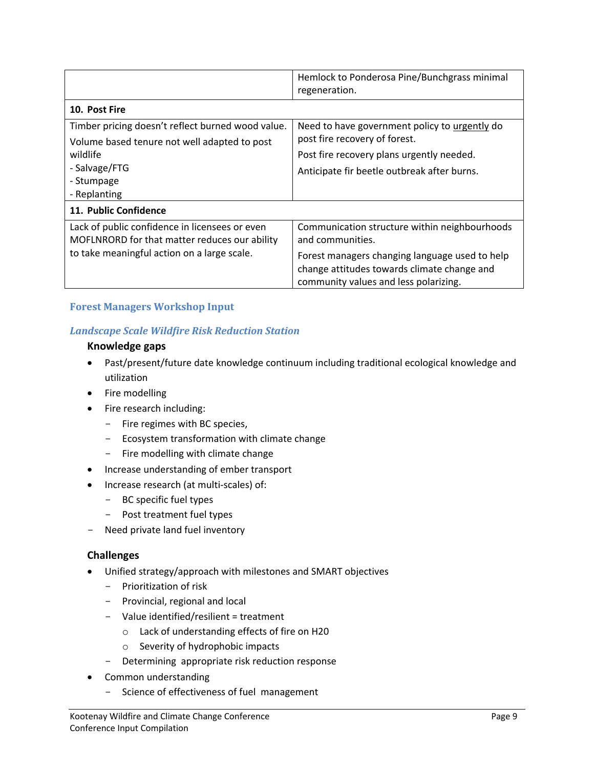| | |
|---|---|
| | Hemlock to Ponderosa Pine/Bunchgrass minimal regeneration. |
| **10. Post Fire** | |
| Timber pricing doesn't reflect burned wood value.<br>Volume based tenure not well adapted to post wildlife<br>- Salvage/FTG<br>- Stumpage<br>- Replanting | Need to have government policy to <u>urgently</u> do post fire recovery of forest.<br>Post fire recovery plans urgently needed.<br>Anticipate fir beetle outbreak after burns. |
| **11. Public Confidence** | |
| Lack of public confidence in licensees or even MOFLNRORD for that matter reduces our ability to take meaningful action on a large scale. | Communication structure within neighbourhoods and communities.<br>Forest managers changing language used to help change attitudes towards climate change and community values and less polarizing. |

## Forest Managers Workshop Input

### *Landscape Scale Wildfire Risk Reduction Station*

**Knowledge gaps**

- Past/present/future date knowledge continuum including traditional ecological knowledge and utilization
- Fire modelling
- Fire research including:
  - Fire regimes with BC species,
  - Ecosystem transformation with climate change
  - Fire modelling with climate change
- Increase understanding of ember transport
- Increase research (at multi-scales) of:
  - BC specific fuel types
  - Post treatment fuel types
- Need private land fuel inventory

**Challenges**

- Unified strategy/approach with milestones and SMART objectives
  - Prioritization of risk
  - Provincial, regional and local
  - Value identified/resilient = treatment
    - Lack of understanding effects of fire on H20
    - Severity of hydrophobic impacts
  - Determining appropriate risk reduction response
- Common understanding
  - Science of effectiveness of fuel management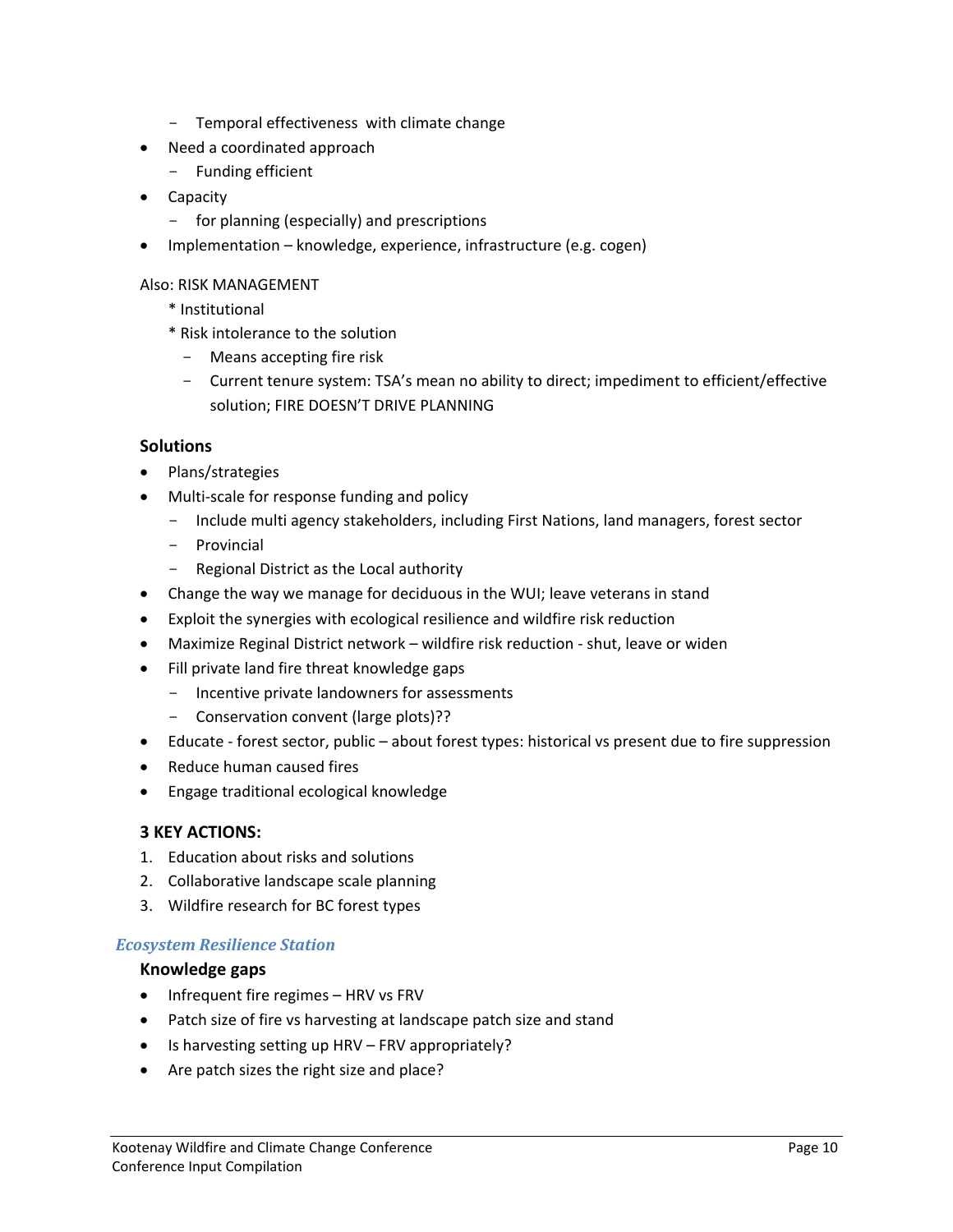- Temporal effectiveness with climate change
- Need a coordinated approach
  - Funding efficient
- Capacity
  - for planning (especially) and prescriptions
- Implementation – knowledge, experience, infrastructure (e.g. cogen)

Also: RISK MANAGEMENT

* Institutional
* Risk intolerance to the solution
  - Means accepting fire risk
  - Current tenure system: TSA's mean no ability to direct; impediment to efficient/effective solution; FIRE DOESN'T DRIVE PLANNING

### Solutions

- Plans/strategies
- Multi-scale for response funding and policy
  - Include multi agency stakeholders, including First Nations, land managers, forest sector
  - Provincial
  - Regional District as the Local authority
- Change the way we manage for deciduous in the WUI; leave veterans in stand
- Exploit the synergies with ecological resilience and wildfire risk reduction
- Maximize Reginal District network – wildfire risk reduction - shut, leave or widen
- Fill private land fire threat knowledge gaps
  - Incentive private landowners for assessments
  - Conservation convent (large plots)??
- Educate - forest sector, public – about forest types: historical vs present due to fire suppression
- Reduce human caused fires
- Engage traditional ecological knowledge

### 3 KEY ACTIONS:

1. Education about risks and solutions
2. Collaborative landscape scale planning
3. Wildfire research for BC forest types

## *Ecosystem Resilience Station*

### Knowledge gaps

- Infrequent fire regimes – HRV vs FRV
- Patch size of fire vs harvesting at landscape patch size and stand
- Is harvesting setting up HRV – FRV appropriately?
- Are patch sizes the right size and place?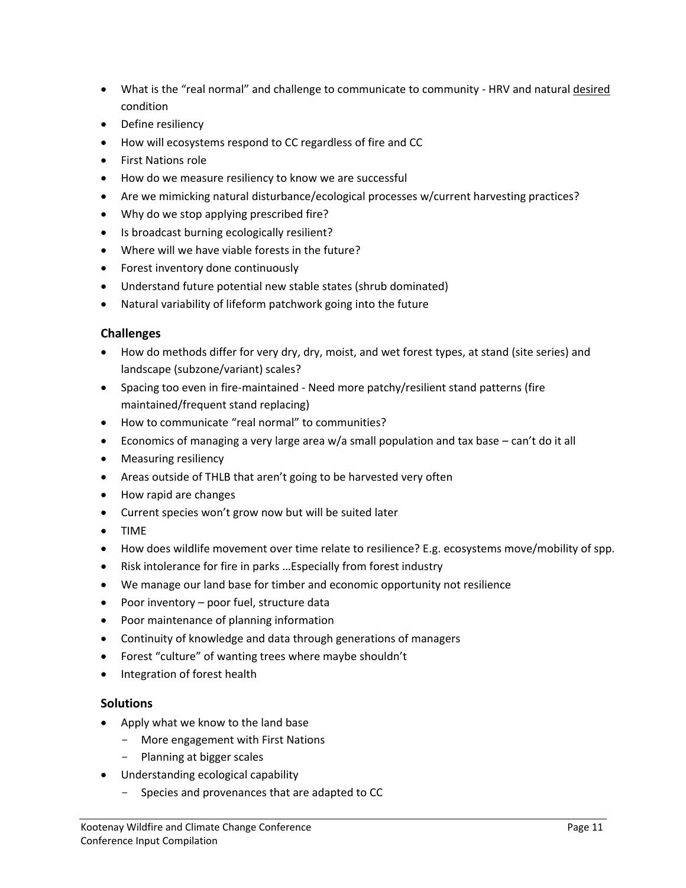- What is the “real normal” and challenge to communicate to community - HRV and natural <u>desired</u> condition
- Define resiliency
- How will ecosystems respond to CC regardless of fire and CC
- First Nations role
- How do we measure resiliency to know we are successful
- Are we mimicking natural disturbance/ecological processes w/current harvesting practices?
- Why do we stop applying prescribed fire?
- Is broadcast burning ecologically resilient?
- Where will we have viable forests in the future?
- Forest inventory done continuously
- Understand future potential new stable states (shrub dominated)
- Natural variability of lifeform patchwork going into the future

### Challenges

- How do methods differ for very dry, dry, moist, and wet forest types, at stand (site series) and landscape (subzone/variant) scales?
- Spacing too even in fire-maintained - Need more patchy/resilient stand patterns (fire maintained/frequent stand replacing)
- How to communicate “real normal” to communities?
- Economics of managing a very large area w/a small population and tax base – can’t do it all
- Measuring resiliency
- Areas outside of THLB that aren’t going to be harvested very often
- How rapid are changes
- Current species won’t grow now but will be suited later
- TIME
- How does wildlife movement over time relate to resilience? E.g. ecosystems move/mobility of spp.
- Risk intolerance for fire in parks …Especially from forest industry
- We manage our land base for timber and economic opportunity not resilience
- Poor inventory – poor fuel, structure data
- Poor maintenance of planning information
- Continuity of knowledge and data through generations of managers
- Forest “culture” of wanting trees where maybe shouldn’t
- Integration of forest health

### Solutions

- Apply what we know to the land base
  - More engagement with First Nations
  - Planning at bigger scales
- Understanding ecological capability
  - Species and provenances that are adapted to CC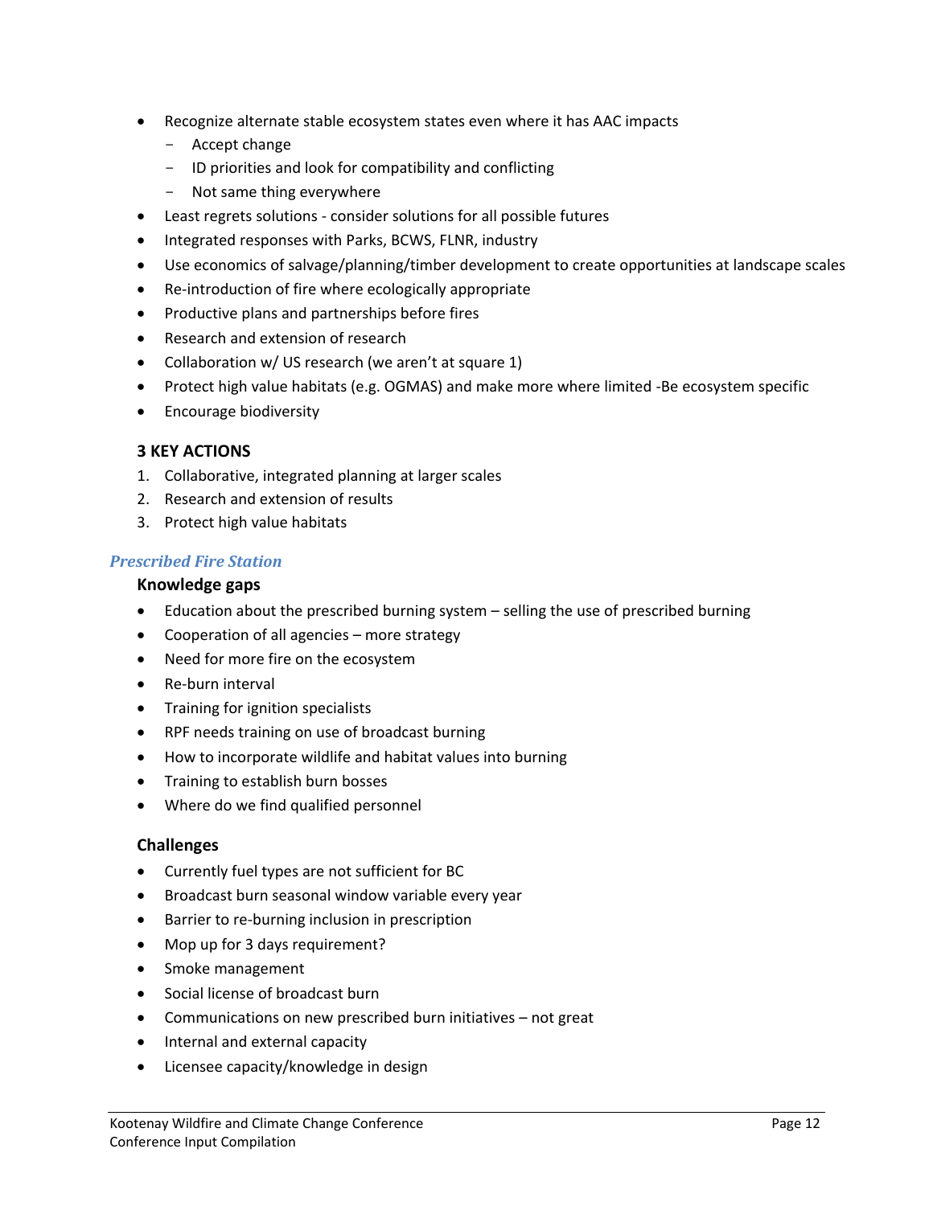- Recognize alternate stable ecosystem states even where it has AAC impacts
  - Accept change
  - ID priorities and look for compatibility and conflicting
  - Not same thing everywhere
- Least regrets solutions - consider solutions for all possible futures
- Integrated responses with Parks, BCWS, FLNR, industry
- Use economics of salvage/planning/timber development to create opportunities at landscape scales
- Re-introduction of fire where ecologically appropriate
- Productive plans and partnerships before fires
- Research and extension of research
- Collaboration w/ US research (we aren't at square 1)
- Protect high value habitats (e.g. OGMAS) and make more where limited -Be ecosystem specific
- Encourage biodiversity

#### 3 KEY ACTIONS

1. Collaborative, integrated planning at larger scales
2. Research and extension of results
3. Protect high value habitats

### *Prescribed Fire Station*

#### Knowledge gaps

- Education about the prescribed burning system – selling the use of prescribed burning
- Cooperation of all agencies – more strategy
- Need for more fire on the ecosystem
- Re-burn interval
- Training for ignition specialists
- RPF needs training on use of broadcast burning
- How to incorporate wildlife and habitat values into burning
- Training to establish burn bosses
- Where do we find qualified personnel

#### Challenges

- Currently fuel types are not sufficient for BC
- Broadcast burn seasonal window variable every year
- Barrier to re-burning inclusion in prescription
- Mop up for 3 days requirement?
- Smoke management
- Social license of broadcast burn
- Communications on new prescribed burn initiatives – not great
- Internal and external capacity
- Licensee capacity/knowledge in design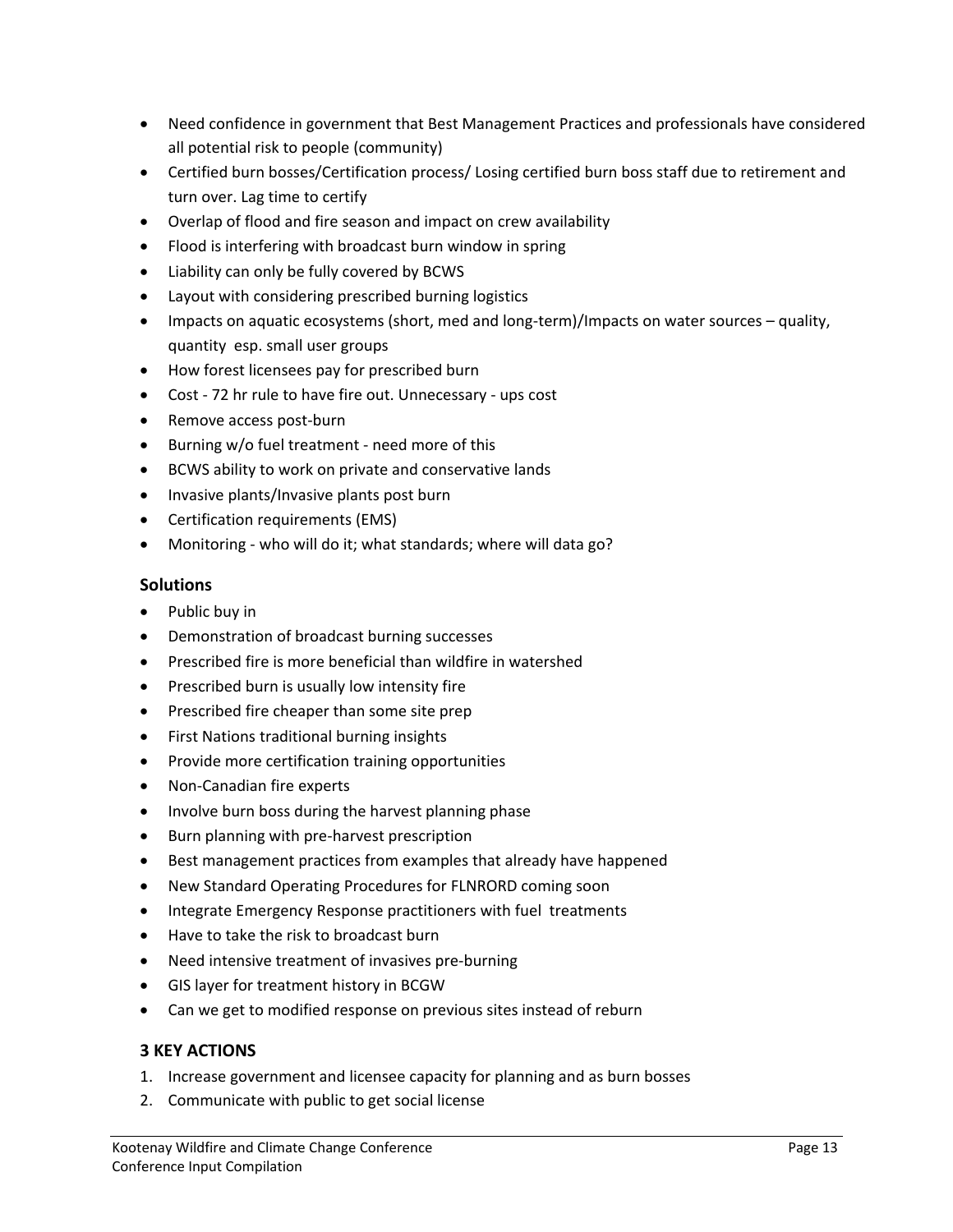- Need confidence in government that Best Management Practices and professionals have considered all potential risk to people (community)
- Certified burn bosses/Certification process/ Losing certified burn boss staff due to retirement and turn over. Lag time to certify
- Overlap of flood and fire season and impact on crew availability
- Flood is interfering with broadcast burn window in spring
- Liability can only be fully covered by BCWS
- Layout with considering prescribed burning logistics
- Impacts on aquatic ecosystems (short, med and long-term)/Impacts on water sources – quality, quantity esp. small user groups
- How forest licensees pay for prescribed burn
- Cost - 72 hr rule to have fire out. Unnecessary - ups cost
- Remove access post-burn
- Burning w/o fuel treatment - need more of this
- BCWS ability to work on private and conservative lands
- Invasive plants/Invasive plants post burn
- Certification requirements (EMS)
- Monitoring - who will do it; what standards; where will data go?

### Solutions

- Public buy in
- Demonstration of broadcast burning successes
- Prescribed fire is more beneficial than wildfire in watershed
- Prescribed burn is usually low intensity fire
- Prescribed fire cheaper than some site prep
- First Nations traditional burning insights
- Provide more certification training opportunities
- Non-Canadian fire experts
- Involve burn boss during the harvest planning phase
- Burn planning with pre-harvest prescription
- Best management practices from examples that already have happened
- New Standard Operating Procedures for FLNRORD coming soon
- Integrate Emergency Response practitioners with fuel treatments
- Have to take the risk to broadcast burn
- Need intensive treatment of invasives pre-burning
- GIS layer for treatment history in BCGW
- Can we get to modified response on previous sites instead of reburn

### 3 KEY ACTIONS

1. Increase government and licensee capacity for planning and as burn bosses
2. Communicate with public to get social license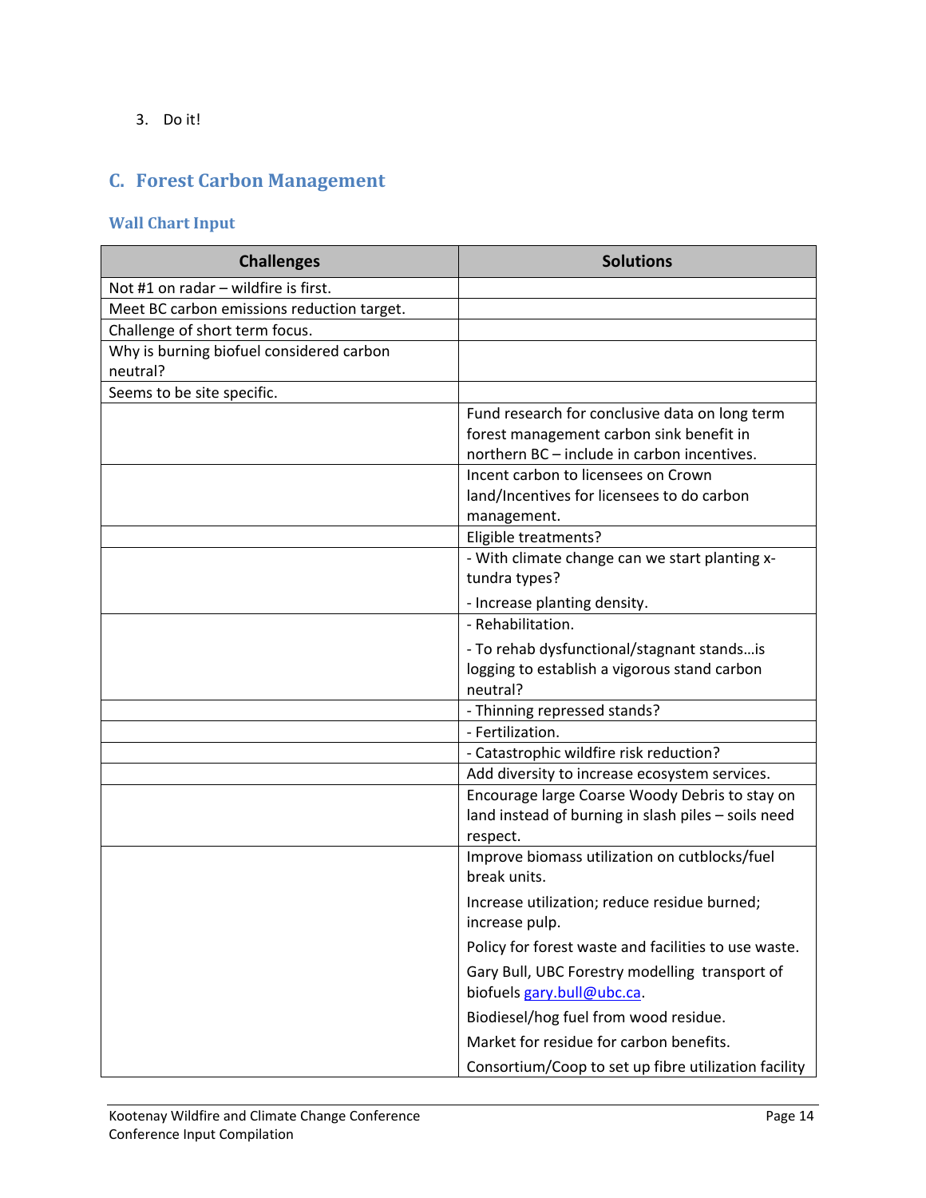3. Do it!

## C. Forest Carbon Management

### Wall Chart Input

| Challenges | Solutions |
|---|---|
| Not #1 on radar – wildfire is first. | |
| Meet BC carbon emissions reduction target. | |
| Challenge of short term focus. | |
| Why is burning biofuel considered carbon neutral? | |
| Seems to be site specific. | |
| | Fund research for conclusive data on long term forest management carbon sink benefit in northern BC – include in carbon incentives. |
| | Incent carbon to licensees on Crown land/Incentives for licensees to do carbon management. |
| | Eligible treatments? |
| | - With climate change can we start planting x-tundra types?<br>- Increase planting density. |
| | - Rehabilitation.<br>- To rehab dysfunctional/stagnant stands…is logging to establish a vigorous stand carbon neutral? |
| | - Thinning repressed stands? |
| | - Fertilization. |
| | - Catastrophic wildfire risk reduction? |
| | Add diversity to increase ecosystem services. |
| | Encourage large Coarse Woody Debris to stay on land instead of burning in slash piles – soils need respect. |
| | Improve biomass utilization on cutblocks/fuel break units.<br>Increase utilization; reduce residue burned; increase pulp.<br>Policy for forest waste and facilities to use waste.<br>Gary Bull, UBC Forestry modelling transport of biofuels gary.bull@ubc.ca.<br>Biodiesel/hog fuel from wood residue.<br>Market for residue for carbon benefits.<br>Consortium/Coop to set up fibre utilization facility |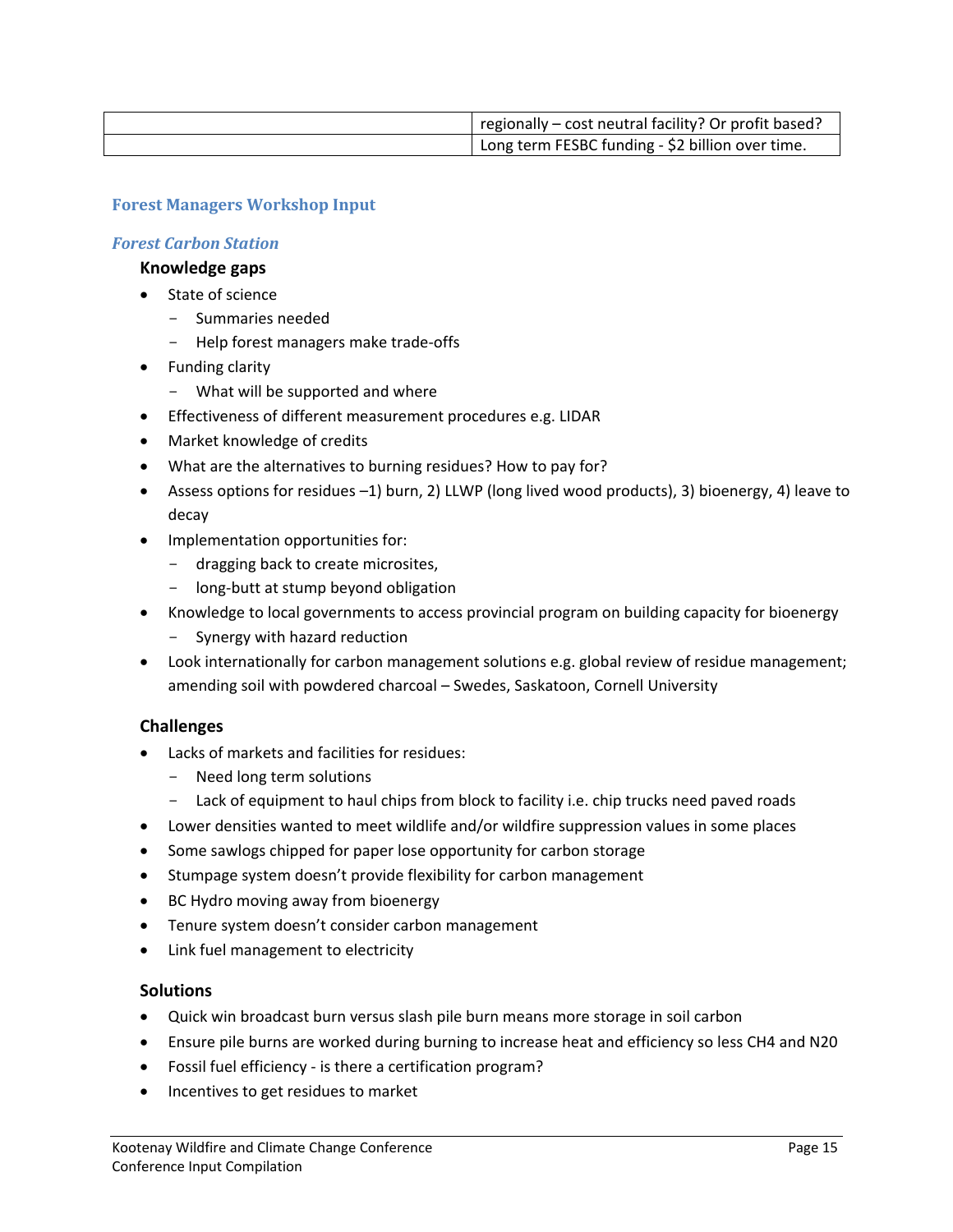| | |
|---|---|
| | regionally – cost neutral facility? Or profit based? |
| | Long term FESBC funding - $2 billion over time. |

## Forest Managers Workshop Input

### *Forest Carbon Station*

#### Knowledge gaps

- State of science
  - Summaries needed
  - Help forest managers make trade-offs
- Funding clarity
  - What will be supported and where
- Effectiveness of different measurement procedures e.g. LIDAR
- Market knowledge of credits
- What are the alternatives to burning residues? How to pay for?
- Assess options for residues –1) burn, 2) LLWP (long lived wood products), 3) bioenergy, 4) leave to decay
- Implementation opportunities for:
  - dragging back to create microsites,
  - long-butt at stump beyond obligation
- Knowledge to local governments to access provincial program on building capacity for bioenergy
  - Synergy with hazard reduction
- Look internationally for carbon management solutions e.g. global review of residue management; amending soil with powdered charcoal – Swedes, Saskatoon, Cornell University

#### Challenges

- Lacks of markets and facilities for residues:
  - Need long term solutions
  - Lack of equipment to haul chips from block to facility i.e. chip trucks need paved roads
- Lower densities wanted to meet wildlife and/or wildfire suppression values in some places
- Some sawlogs chipped for paper lose opportunity for carbon storage
- Stumpage system doesn't provide flexibility for carbon management
- BC Hydro moving away from bioenergy
- Tenure system doesn't consider carbon management
- Link fuel management to electricity

#### Solutions

- Quick win broadcast burn versus slash pile burn means more storage in soil carbon
- Ensure pile burns are worked during burning to increase heat and efficiency so less $CH_4$ and $N_2O$
- Fossil fuel efficiency - is there a certification program?
- Incentives to get residues to market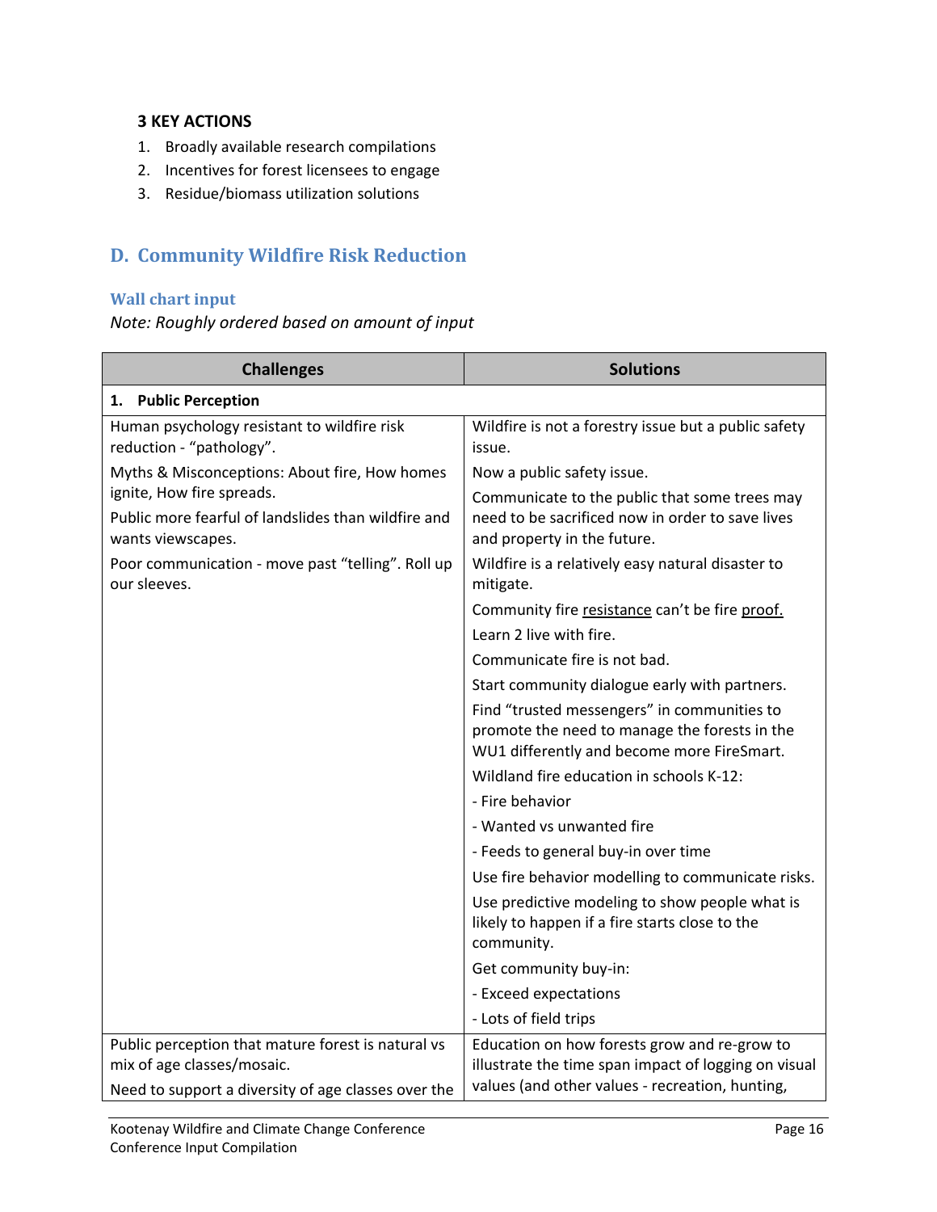**3 KEY ACTIONS**

1. Broadly available research compilations
2. Incentives for forest licensees to engage
3. Residue/biomass utilization solutions

## D. Community Wildfire Risk Reduction

### Wall chart input

*Note: Roughly ordered based on amount of input*

| Challenges | Solutions |
|---|---|
| **1. Public Perception** | |
| Human psychology resistant to wildfire risk reduction - "pathology".<br>Myths & Misconceptions: About fire, How homes ignite, How fire spreads.<br>Public more fearful of landslides than wildfire and wants viewscapes.<br>Poor communication - move past "telling". Roll up our sleeves. | Wildfire is not a forestry issue but a public safety issue.<br>Now a public safety issue.<br>Communicate to the public that some trees may need to be sacrificed now in order to save lives and property in the future.<br>Wildfire is a relatively easy natural disaster to mitigate.<br>Community fire <u>resistance</u> can't be fire <u>proof.</u><br>Learn 2 live with fire.<br>Communicate fire is not bad.<br>Start community dialogue early with partners.<br>Find "trusted messengers" in communities to promote the need to manage the forests in the WU1 differently and become more FireSmart.<br>Wildland fire education in schools K-12:<br>- Fire behavior<br>- Wanted vs unwanted fire<br>- Feeds to general buy-in over time<br>Use fire behavior modelling to communicate risks.<br>Use predictive modeling to show people what is likely to happen if a fire starts close to the community.<br>Get community buy-in:<br>- Exceed expectations<br>- Lots of field trips |
| Public perception that mature forest is natural vs mix of age classes/mosaic.<br>Need to support a diversity of age classes over the | Education on how forests grow and re-grow to illustrate the time span impact of logging on visual values (and other values - recreation, hunting, |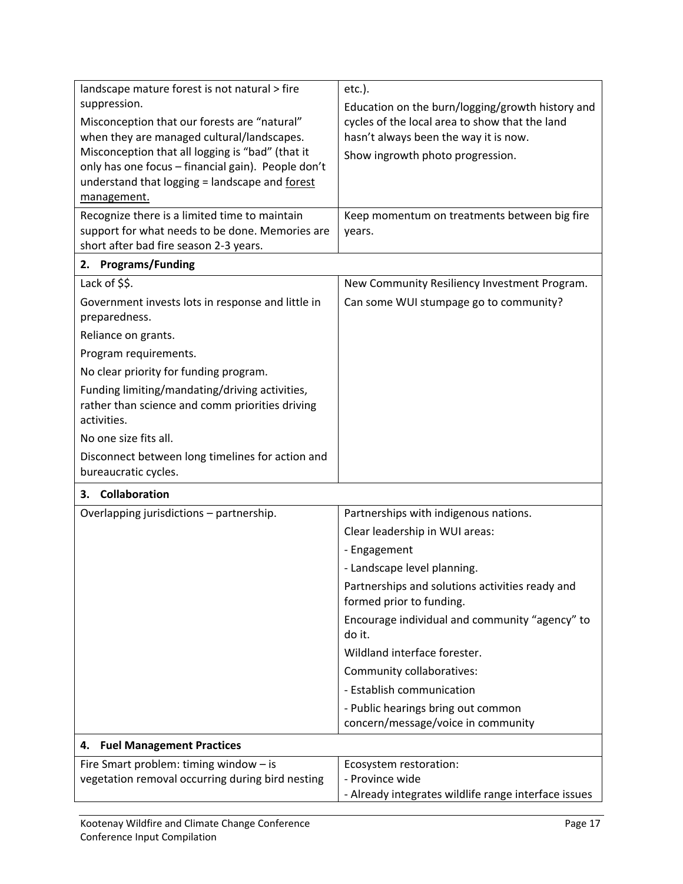| | |
|---|---|
| landscape mature forest is not natural > fire suppression.<br>Misconception that our forests are "natural" when they are managed cultural/landscapes. Misconception that all logging is "bad" (that it only has one focus – financial gain). People don't understand that logging = landscape and <u>forest management.</u> | etc.).<br>Education on the burn/logging/growth history and cycles of the local area to show that the land hasn't always been the way it is now.<br>Show ingrowth photo progression. |
| Recognize there is a limited time to maintain support for what needs to be done. Memories are short after bad fire season 2-3 years. | Keep momentum on treatments between big fire years. |
| **2. Programs/Funding** | |
| Lack of $$.<br>Government invests lots in response and little in preparedness.<br>Reliance on grants.<br>Program requirements.<br>No clear priority for funding program.<br>Funding limiting/mandating/driving activities, rather than science and comm priorities driving activities.<br>No one size fits all.<br>Disconnect between long timelines for action and bureaucratic cycles. | New Community Resiliency Investment Program.<br>Can some WUI stumpage go to community? |
| **3. Collaboration** | |
| Overlapping jurisdictions – partnership. | Partnerships with indigenous nations.<br>Clear leadership in WUI areas:<br>- Engagement<br>- Landscape level planning.<br>Partnerships and solutions activities ready and formed prior to funding.<br>Encourage individual and community "agency" to do it.<br>Wildland interface forester.<br>Community collaboratives:<br>- Establish communication<br>- Public hearings bring out common concern/message/voice in community |
| **4. Fuel Management Practices** | |
| Fire Smart problem: timing window – is vegetation removal occurring during bird nesting | Ecosystem restoration:<br>- Province wide<br>- Already integrates wildlife range interface issues |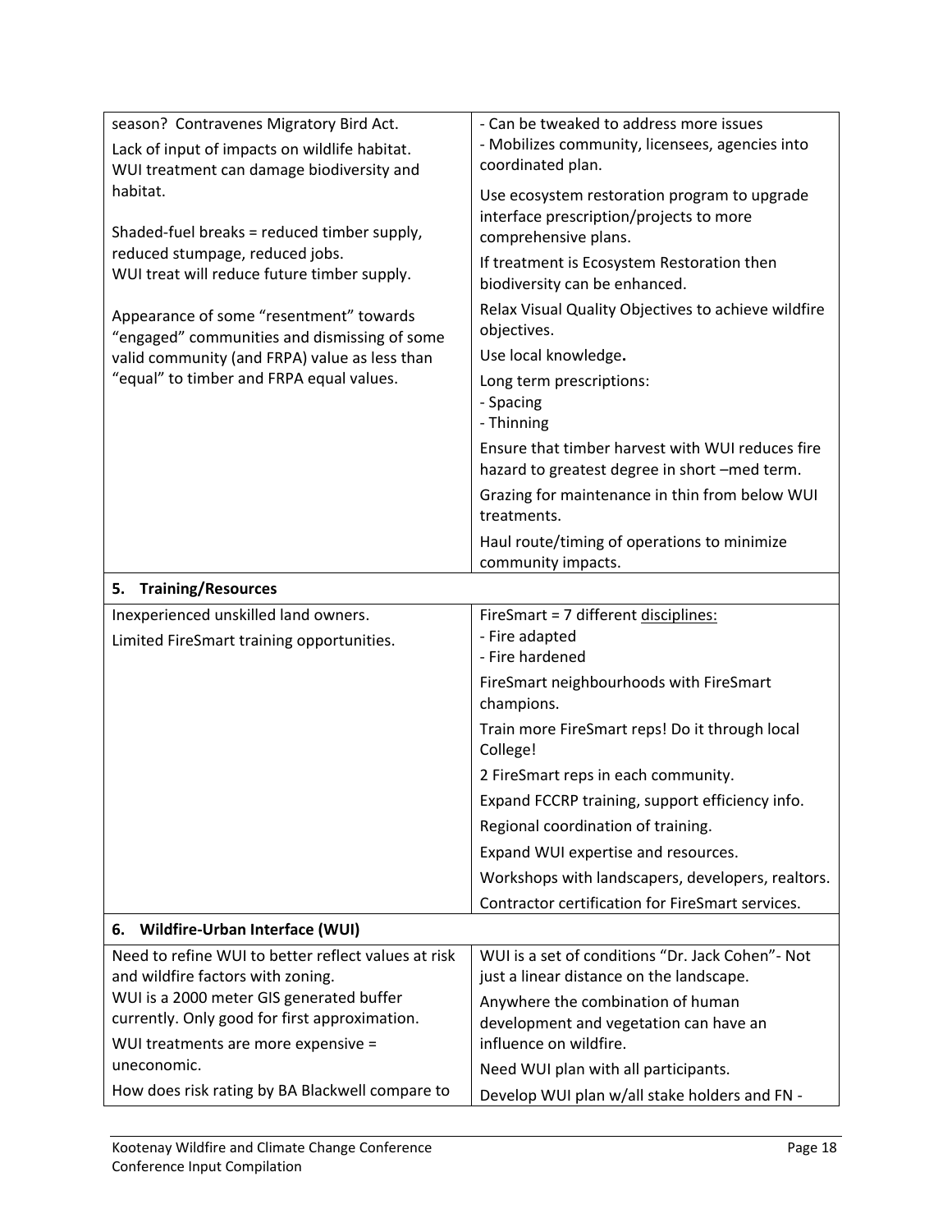| | |
|---|---|
| season? Contravenes Migratory Bird Act.<br>Lack of input of impacts on wildlife habitat.<br>WUI treatment can damage biodiversity and habitat.<br><br>Shaded-fuel breaks = reduced timber supply, reduced stumpage, reduced jobs.<br>WUI treat will reduce future timber supply.<br><br>Appearance of some "resentment" towards "engaged" communities and dismissing of some valid community (and FRPA) value as less than "equal" to timber and FRPA equal values. | - Can be tweaked to address more issues<br>- Mobilizes community, licensees, agencies into coordinated plan.<br>Use ecosystem restoration program to upgrade interface prescription/projects to more comprehensive plans.<br>If treatment is Ecosystem Restoration then biodiversity can be enhanced.<br>Relax Visual Quality Objectives to achieve wildfire objectives.<br>Use local knowledge**.**<br>Long term prescriptions:<br>- Spacing<br>- Thinning<br>Ensure that timber harvest with WUI reduces fire hazard to greatest degree in short –med term.<br>Grazing for maintenance in thin from below WUI treatments.<br>Haul route/timing of operations to minimize community impacts. |
| **5. Training/Resources** | |
| Inexperienced unskilled land owners.<br>Limited FireSmart training opportunities. | FireSmart = 7 different <u>disciplines:</u><br>- Fire adapted<br>- Fire hardened<br>FireSmart neighbourhoods with FireSmart champions.<br>Train more FireSmart reps! Do it through local College!<br>2 FireSmart reps in each community.<br>Expand FCCRP training, support efficiency info.<br>Regional coordination of training.<br>Expand WUI expertise and resources.<br>Workshops with landscapers, developers, realtors.<br>Contractor certification for FireSmart services. |
| **6. Wildfire-Urban Interface (WUI)** | |
| Need to refine WUI to better reflect values at risk and wildfire factors with zoning.<br>WUI is a 2000 meter GIS generated buffer currently. Only good for first approximation.<br>WUI treatments are more expensive = uneconomic.<br>How does risk rating by BA Blackwell compare to | WUI is a set of conditions "Dr. Jack Cohen"- Not just a linear distance on the landscape.<br>Anywhere the combination of human development and vegetation can have an influence on wildfire.<br>Need WUI plan with all participants.<br>Develop WUI plan w/all stake holders and FN - |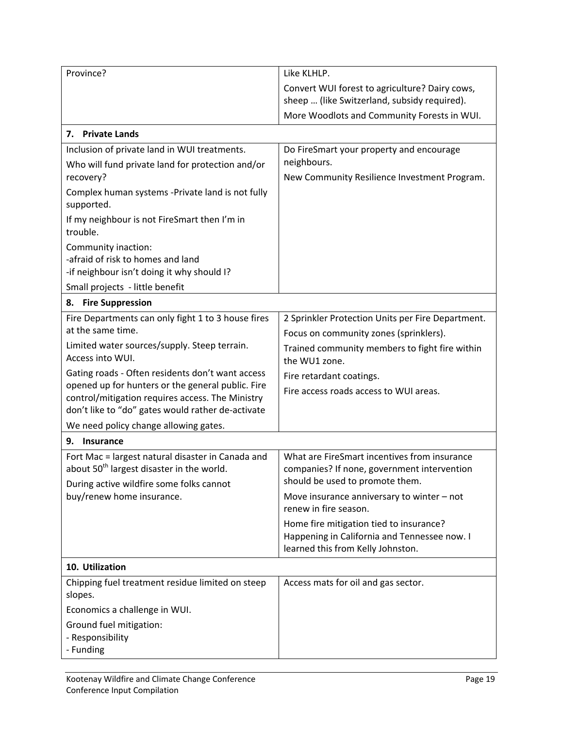| | |
|---|---|
| Province? | Like KLHLP.<br>Convert WUI forest to agriculture? Dairy cows, sheep … (like Switzerland, subsidy required).<br>More Woodlots and Community Forests in WUI. |
| **7. Private Lands** | |
| Inclusion of private land in WUI treatments.<br>Who will fund private land for protection and/or recovery?<br>Complex human systems -Private land is not fully supported.<br>If my neighbour is not FireSmart then I'm in trouble.<br>Community inaction:<br>-afraid of risk to homes and land<br>-if neighbour isn't doing it why should I?<br>Small projects - little benefit | Do FireSmart your property and encourage neighbours.<br>New Community Resilience Investment Program. |
| **8. Fire Suppression** | |
| Fire Departments can only fight 1 to 3 house fires at the same time.<br>Limited water sources/supply. Steep terrain. Access into WUI.<br>Gating roads - Often residents don't want access opened up for hunters or the general public. Fire control/mitigation requires access. The Ministry don't like to "do" gates would rather de-activate<br>We need policy change allowing gates. | 2 Sprinkler Protection Units per Fire Department.<br>Focus on community zones (sprinklers).<br>Trained community members to fight fire within the WU1 zone.<br>Fire retardant coatings.<br>Fire access roads access to WUI areas. |
| **9. Insurance** | |
| Fort Mac = largest natural disaster in Canada and about 50th largest disaster in the world.<br>During active wildfire some folks cannot buy/renew home insurance. | What are FireSmart incentives from insurance companies? If none, government intervention should be used to promote them.<br>Move insurance anniversary to winter – not renew in fire season.<br>Home fire mitigation tied to insurance? Happening in California and Tennessee now. I learned this from Kelly Johnston. |
| **10. Utilization** | |
| Chipping fuel treatment residue limited on steep slopes.<br>Economics a challenge in WUI.<br>Ground fuel mitigation:<br>- Responsibility<br>- Funding | Access mats for oil and gas sector. |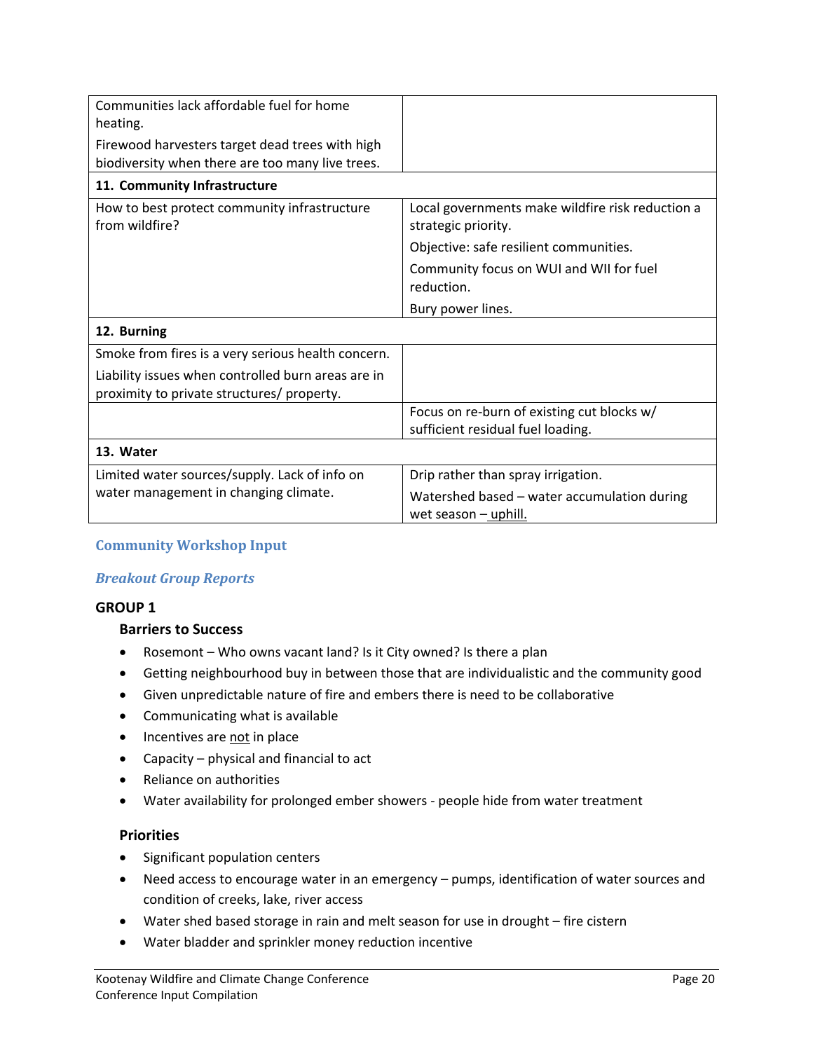| | |
|---|---|
| Communities lack affordable fuel for home heating.<br>Firewood harvesters target dead trees with high biodiversity when there are too many live trees. | |
| **11. Community Infrastructure** | |
| How to best protect community infrastructure from wildfire? | Local governments make wildfire risk reduction a strategic priority.<br>Objective: safe resilient communities.<br>Community focus on WUI and WII for fuel reduction.<br>Bury power lines. |
| **12. Burning** | |
| Smoke from fires is a very serious health concern.<br>Liability issues when controlled burn areas are in proximity to private structures/ property. | |
| | Focus on re-burn of existing cut blocks w/ sufficient residual fuel loading. |
| **13. Water** | |
| Limited water sources/supply. Lack of info on water management in changing climate. | Drip rather than spray irrigation.<br>Watershed based – water accumulation during wet season – uphill. |

## Community Workshop Input

### *Breakout Group Reports*

#### GROUP 1

**Barriers to Success**

- Rosemont – Who owns vacant land? Is it City owned? Is there a plan
- Getting neighbourhood buy in between those that are individualistic and the community good
- Given unpredictable nature of fire and embers there is need to be collaborative
- Communicating what is available
- Incentives are not in place
- Capacity – physical and financial to act
- Reliance on authorities
- Water availability for prolonged ember showers - people hide from water treatment

**Priorities**

- Significant population centers
- Need access to encourage water in an emergency – pumps, identification of water sources and condition of creeks, lake, river access
- Water shed based storage in rain and melt season for use in drought – fire cistern
- Water bladder and sprinkler money reduction incentive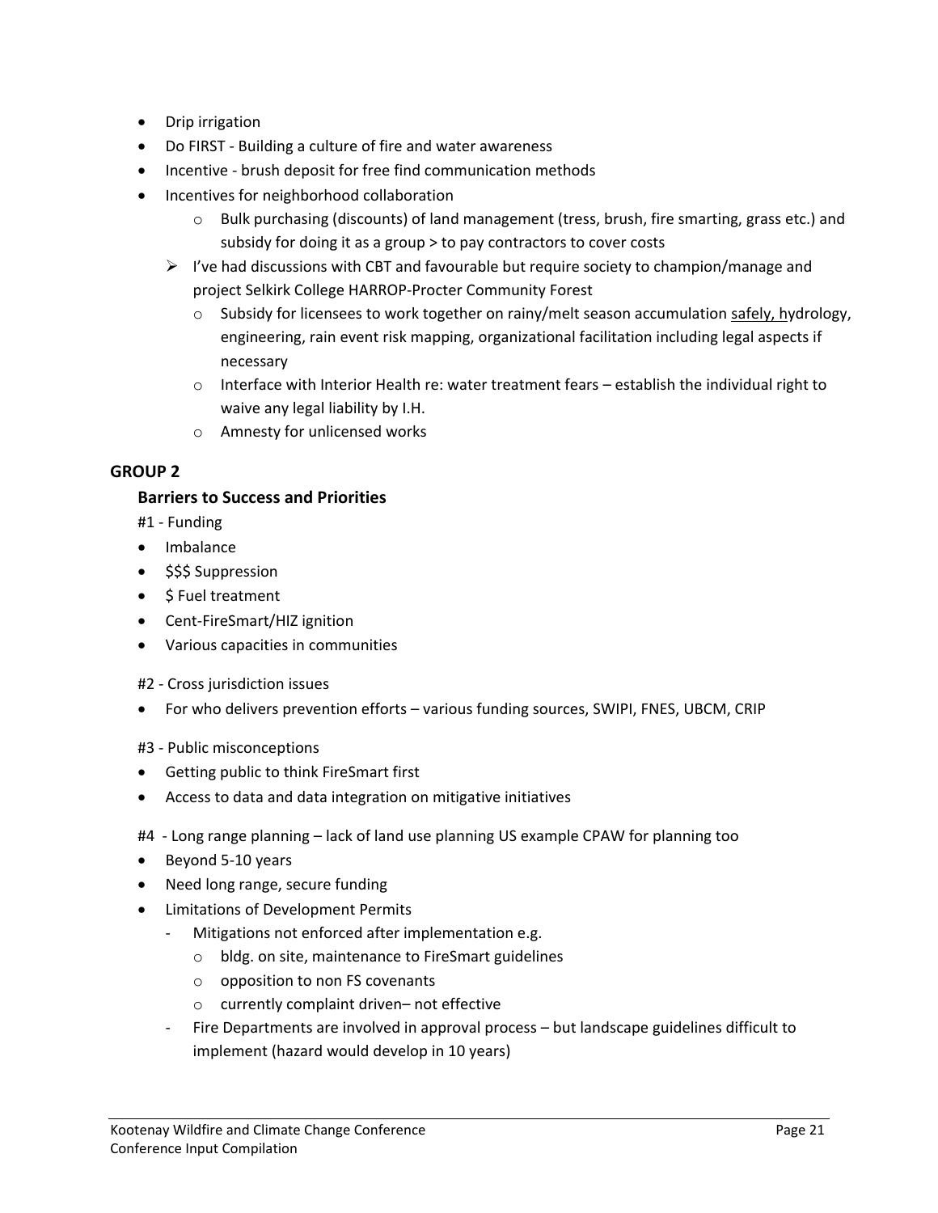- Drip irrigation
- Do FIRST - Building a culture of fire and water awareness
- Incentive - brush deposit for free find communication methods
- Incentives for neighborhood collaboration
    - Bulk purchasing (discounts) of land management (tress, brush, fire smarting, grass etc.) and subsidy for doing it as a group > to pay contractors to cover costs
  - I've had discussions with CBT and favourable but require society to champion/manage and project Selkirk College HARROP-Procter Community Forest
    - Subsidy for licensees to work together on rainy/melt season accumulation safely, hydrology, engineering, rain event risk mapping, organizational facilitation including legal aspects if necessary
    - Interface with Interior Health re: water treatment fears – establish the individual right to waive any legal liability by I.H.
    - Amnesty for unlicensed works

## GROUP 2

### Barriers to Success and Priorities

#1 - Funding

- Imbalance
- $$$ Suppression
- $ Fuel treatment
- Cent-FireSmart/HIZ ignition
- Various capacities in communities

#2 - Cross jurisdiction issues

- For who delivers prevention efforts – various funding sources, SWIPI, FNES, UBCM, CRIP

#3 - Public misconceptions

- Getting public to think FireSmart first
- Access to data and data integration on mitigative initiatives

#4 - Long range planning – lack of land use planning US example CPAW for planning too

- Beyond 5-10 years
- Need long range, secure funding
- Limitations of Development Permits
  - Mitigations not enforced after implementation e.g.
    - bldg. on site, maintenance to FireSmart guidelines
    - opposition to non FS covenants
    - currently complaint driven– not effective
  - Fire Departments are involved in approval process – but landscape guidelines difficult to implement (hazard would develop in 10 years)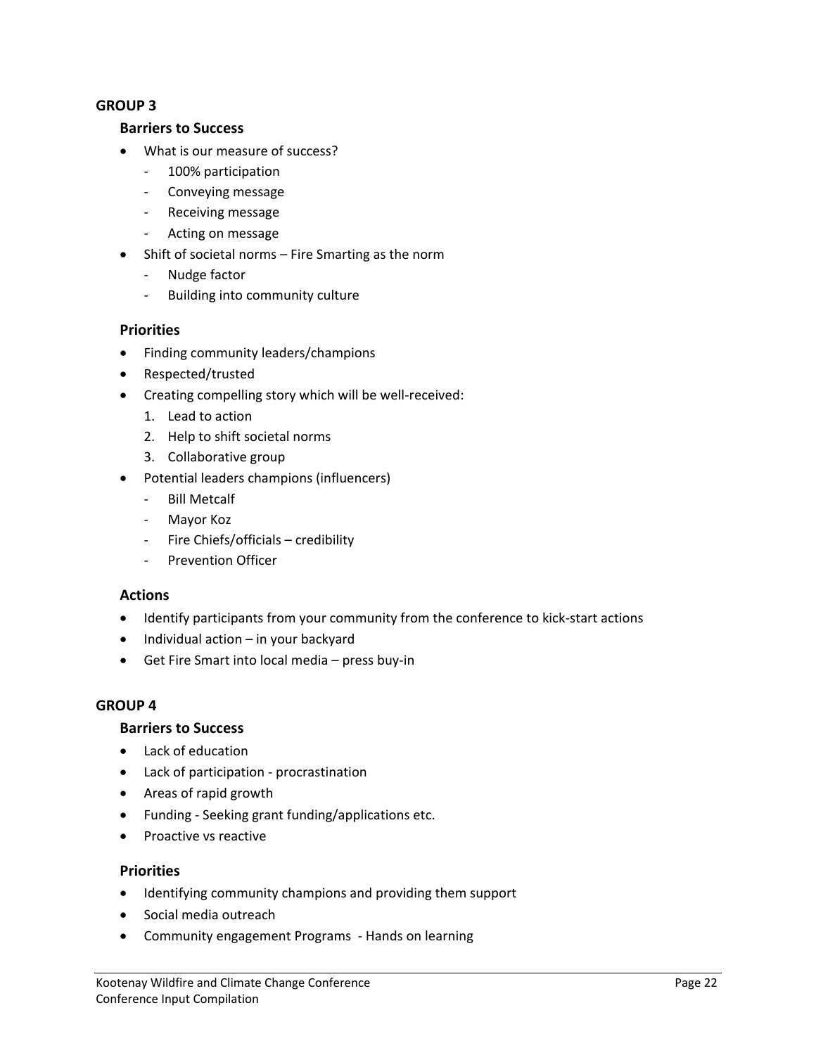## GROUP 3

### Barriers to Success

- What is our measure of success?
  - 100% participation
  - Conveying message
  - Receiving message
  - Acting on message
- Shift of societal norms – Fire Smarting as the norm
  - Nudge factor
  - Building into community culture

### Priorities

- Finding community leaders/champions
- Respected/trusted
- Creating compelling story which will be well-received:
  1. Lead to action
  2. Help to shift societal norms
  3. Collaborative group
- Potential leaders champions (influencers)
  - Bill Metcalf
  - Mayor Koz
  - Fire Chiefs/officials – credibility
  - Prevention Officer

### Actions

- Identify participants from your community from the conference to kick-start actions
- Individual action – in your backyard
- Get Fire Smart into local media – press buy-in

## GROUP 4

### Barriers to Success

- Lack of education
- Lack of participation - procrastination
- Areas of rapid growth
- Funding - Seeking grant funding/applications etc.
- Proactive vs reactive

### Priorities

- Identifying community champions and providing them support
- Social media outreach
- Community engagement Programs - Hands on learning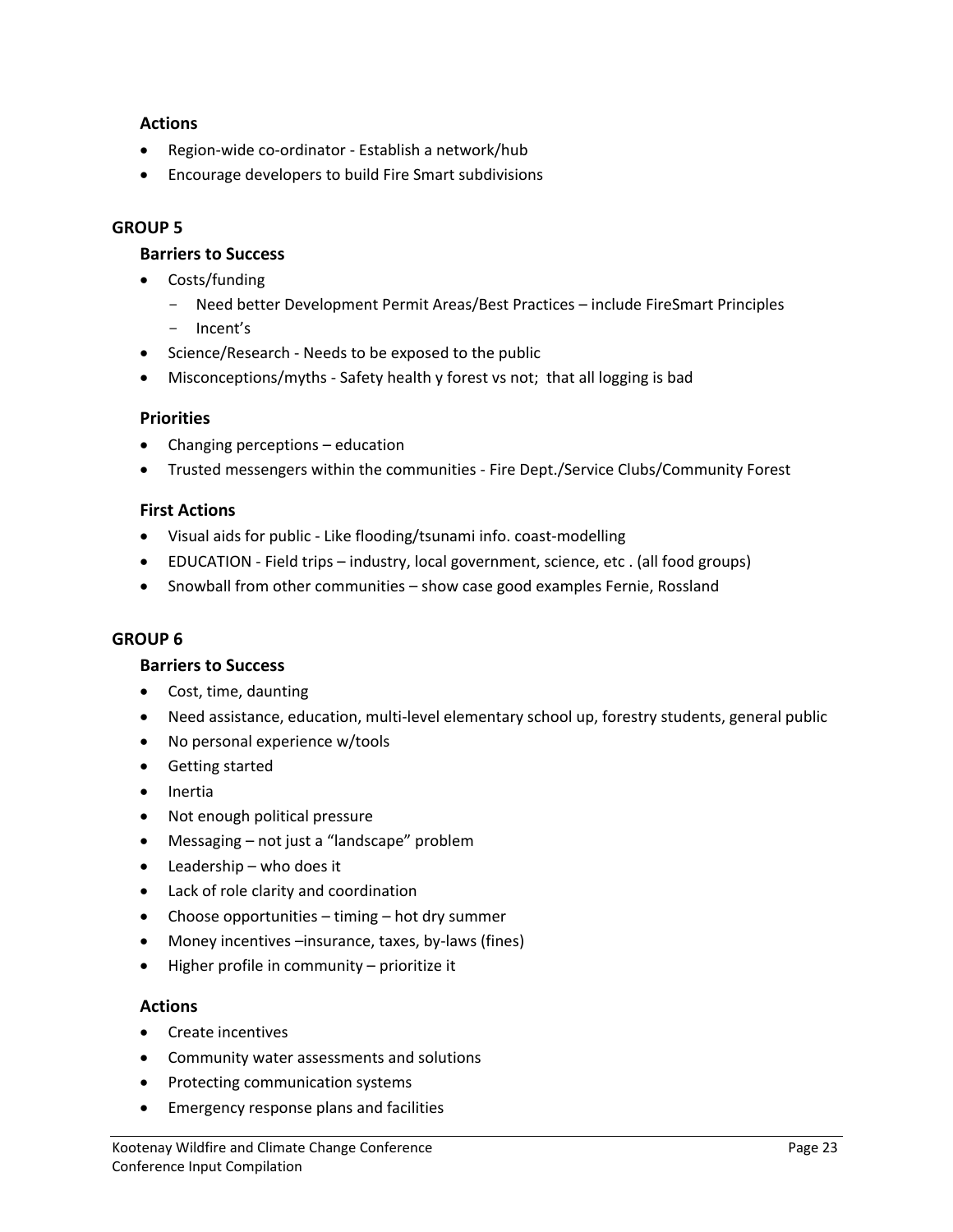### Actions

- Region-wide co-ordinator - Establish a network/hub
- Encourage developers to build Fire Smart subdivisions

## GROUP 5

### Barriers to Success

- Costs/funding
  - Need better Development Permit Areas/Best Practices – include FireSmart Principles
  - Incent's
- Science/Research - Needs to be exposed to the public
- Misconceptions/myths - Safety health y forest vs not; that all logging is bad

### Priorities

- Changing perceptions – education
- Trusted messengers within the communities - Fire Dept./Service Clubs/Community Forest

### First Actions

- Visual aids for public - Like flooding/tsunami info. coast-modelling
- EDUCATION - Field trips – industry, local government, science, etc . (all food groups)
- Snowball from other communities – show case good examples Fernie, Rossland

## GROUP 6

### Barriers to Success

- Cost, time, daunting
- Need assistance, education, multi-level elementary school up, forestry students, general public
- No personal experience w/tools
- Getting started
- Inertia
- Not enough political pressure
- Messaging – not just a "landscape" problem
- Leadership – who does it
- Lack of role clarity and coordination
- Choose opportunities – timing – hot dry summer
- Money incentives –insurance, taxes, by-laws (fines)
- Higher profile in community – prioritize it

### Actions

- Create incentives
- Community water assessments and solutions
- Protecting communication systems
- Emergency response plans and facilities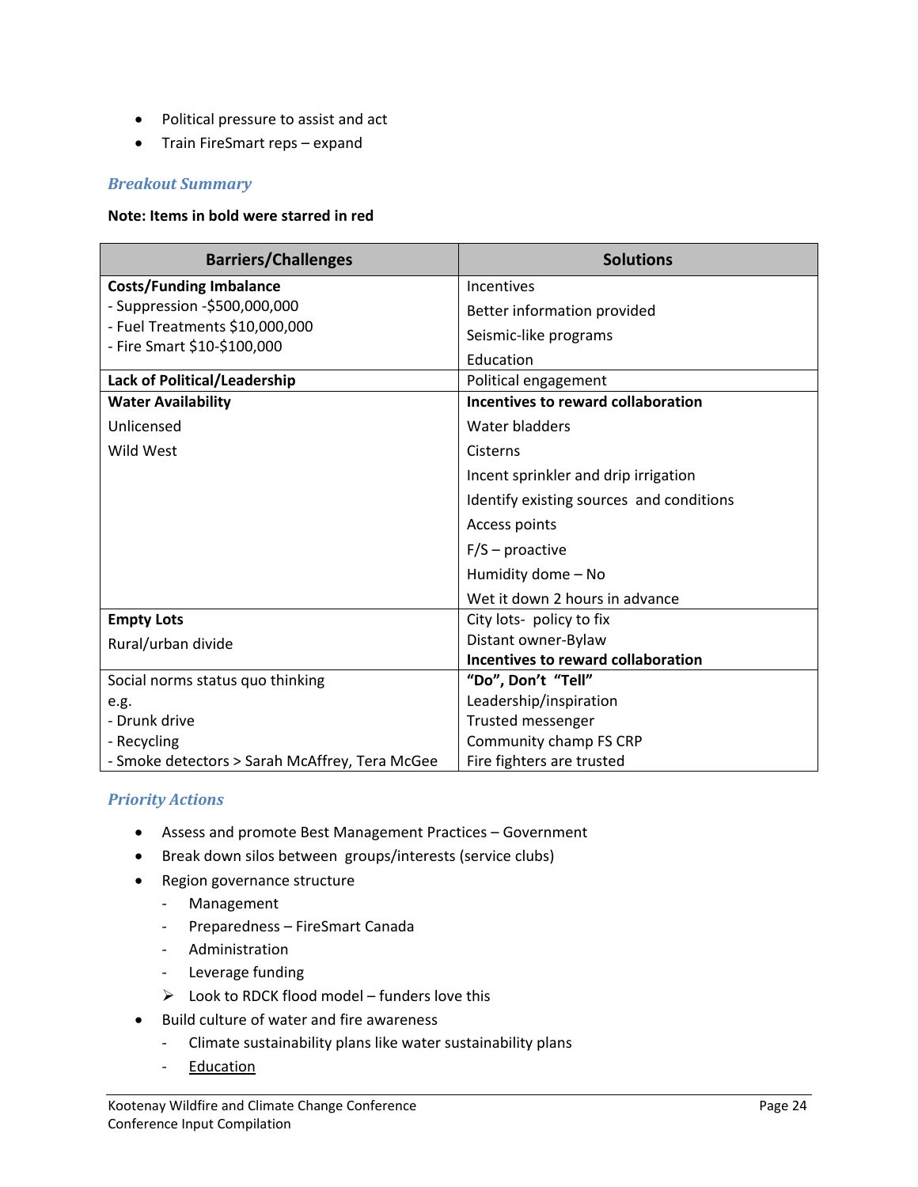- Political pressure to assist and act
- Train FireSmart reps – expand

### *Breakout Summary*

**Note: Items in bold were starred in red**

| Barriers/Challenges | Solutions |
|---|---|
| **Costs/Funding Imbalance**<br>- Suppression -$500,000,000<br>- Fuel Treatments $10,000,000<br>- Fire Smart $10-$100,000 | Incentives<br>Better information provided<br>Seismic-like programs<br>Education |
| **Lack of Political/Leadership** | Political engagement |
| **Water Availability**<br>Unlicensed<br>Wild West | **Incentives to reward collaboration**<br>Water bladders<br>Cisterns<br>Incent sprinkler and drip irrigation<br>Identify existing sources and conditions<br>Access points<br>F/S – proactive<br>Humidity dome – No<br>Wet it down 2 hours in advance |
| **Empty Lots**<br>Rural/urban divide | City lots- policy to fix<br>Distant owner-Bylaw<br>**Incentives to reward collaboration** |
| Social norms status quo thinking<br>e.g.<br>- Drunk drive<br>- Recycling<br>- Smoke detectors > Sarah McAffrey, Tera McGee | **"Do", Don't "Tell"**<br>Leadership/inspiration<br>Trusted messenger<br>Community champ FS CRP<br>Fire fighters are trusted |

### *Priority Actions*

- Assess and promote Best Management Practices – Government
- Break down silos between groups/interests (service clubs)
- Region governance structure
  - Management
  - Preparedness – FireSmart Canada
  - Administration
  - Leverage funding
  - ➢ Look to RDCK flood model – funders love this
- Build culture of water and fire awareness
  - Climate sustainability plans like water sustainability plans
  - <u>Education</u>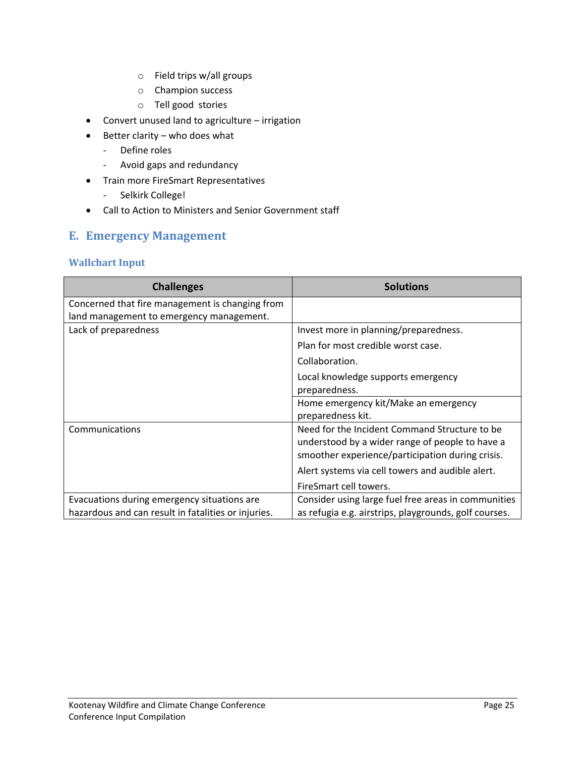- Field trips w/all groups
   - Champion success
   - Tell good stories
- Convert unused land to agriculture – irrigation
- Better clarity – who does what
  - Define roles
  - Avoid gaps and redundancy
- Train more FireSmart Representatives
  - Selkirk College!
- Call to Action to Ministers and Senior Government staff

## E. Emergency Management

### Wallchart Input

| Challenges | Solutions |
|---|---|
| Concerned that fire management is changing from land management to emergency management. | |
| Lack of preparedness | Invest more in planning/preparedness.<br>Plan for most credible worst case.<br>Collaboration.<br>Local knowledge supports emergency preparedness. |
| | Home emergency kit/Make an emergency preparedness kit. |
| Communications | Need for the Incident Command Structure to be understood by a wider range of people to have a smoother experience/participation during crisis.<br>Alert systems via cell towers and audible alert.<br>FireSmart cell towers. |
| Evacuations during emergency situations are hazardous and can result in fatalities or injuries. | Consider using large fuel free areas in communities as refugia e.g. airstrips, playgrounds, golf courses. |